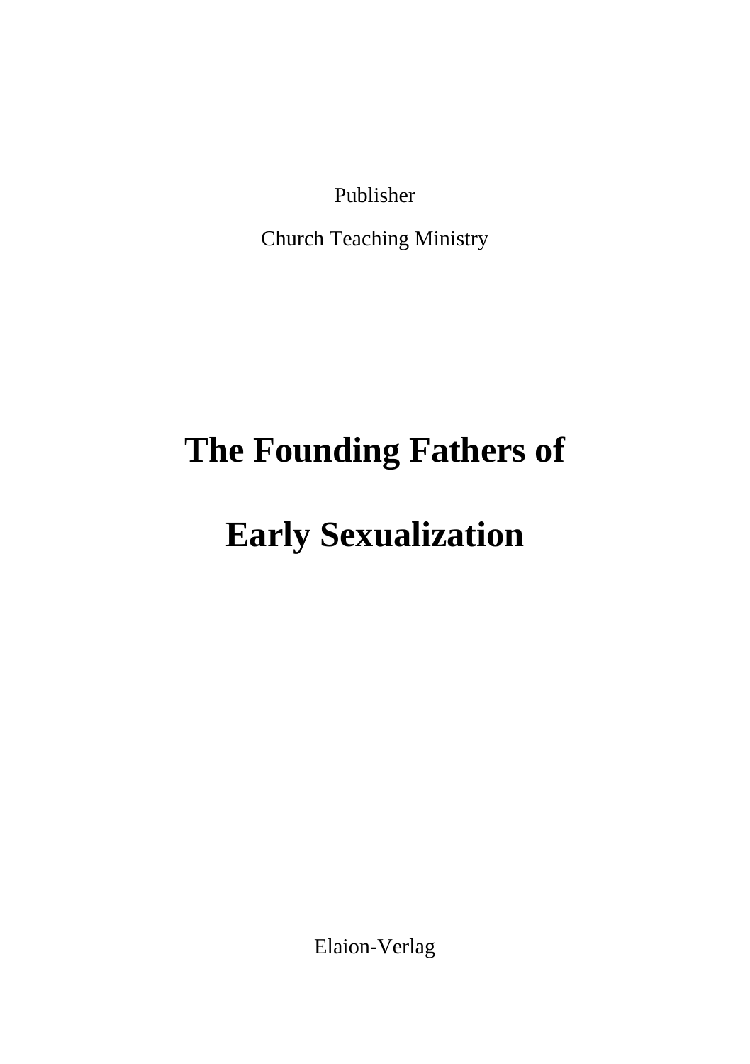Publisher

Church Teaching Ministry

# The Founding Fathers of

# Early Sexualization

Elaion-Verlag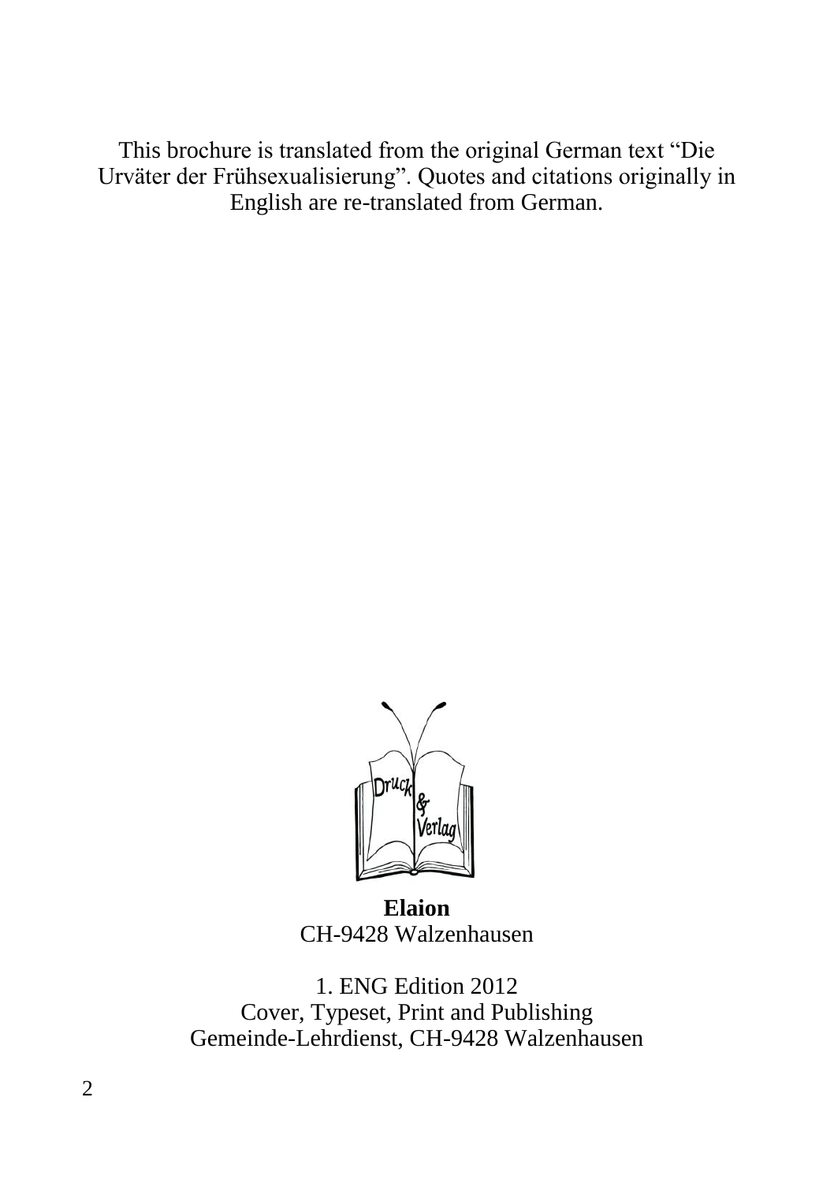This brochure is translated from the original German text "Die Urväter der Frühsexualisierung". Quotes and citations originally in English are re-translated from German.

**Elaion**
CH-9428 Walzenhausen

1. ENG Edition 2012
Cover, Typeset, Print and Publishing
Gemeinde-Lehrdienst, CH-9428 Walzenhausen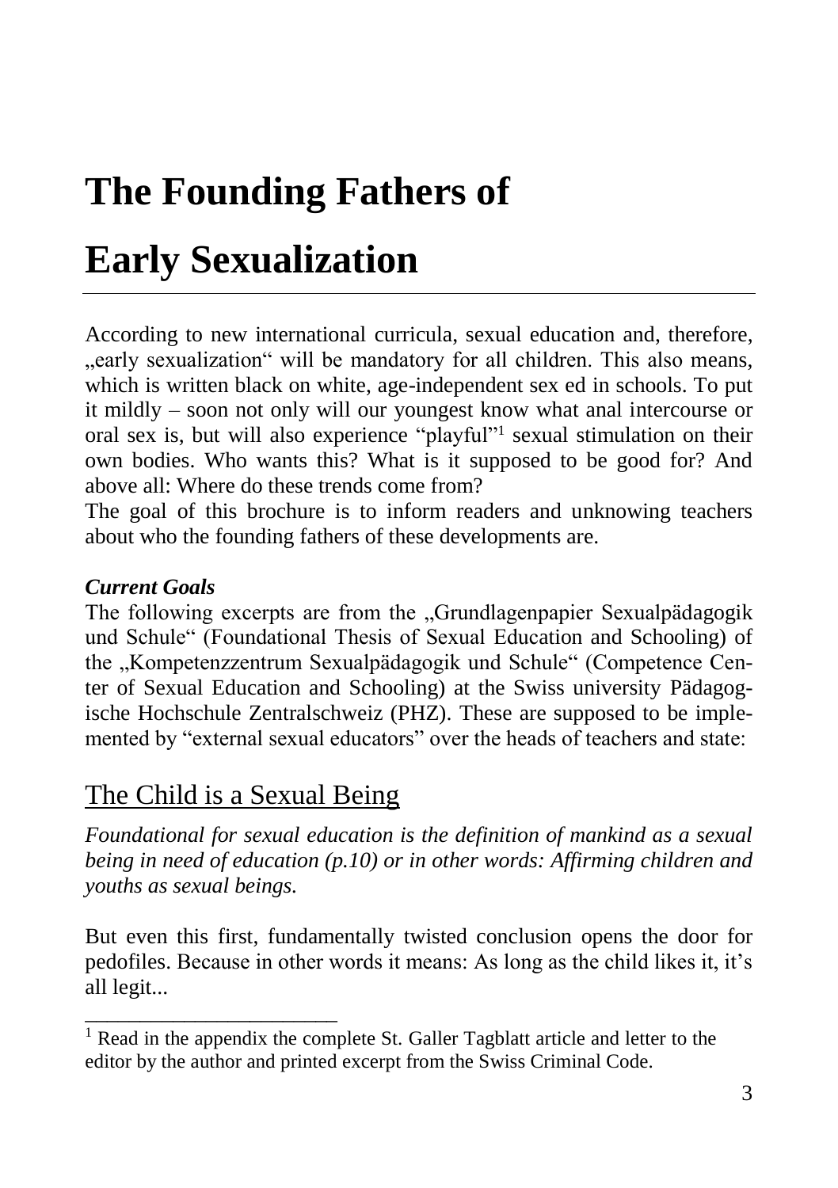# The Founding Fathers of Early Sexualization

According to new international curricula, sexual education and, therefore, „early sexualization" will be mandatory for all children. This also means, which is written black on white, age-independent sex ed in schools. To put it mildly – soon not only will our youngest know what anal intercourse or oral sex is, but will also experience "playful"[1] sexual stimulation on their own bodies. Who wants this? What is it supposed to be good for? And above all: Where do these trends come from?

The goal of this brochure is to inform readers and unknowing teachers about who the founding fathers of these developments are.

***Current Goals***

The following excerpts are from the „Grundlagenpapier Sexualpädagogik und Schule" (Foundational Thesis of Sexual Education and Schooling) of the „Kompetenzzentrum Sexualpädagogik und Schule" (Competence Center of Sexual Education and Schooling) at the Swiss university Pädagogische Hochschule Zentralschweiz (PHZ). These are supposed to be implemented by "external sexual educators" over the heads of teachers and state:

## The Child is a Sexual Being

*Foundational for sexual education is the definition of mankind as a sexual being in need of education (p.10) or in other words: Affirming children and youths as sexual beings.*

But even this first, fundamentally twisted conclusion opens the door for pedofiles. Because in other words it means: As long as the child likes it, it's all legit...

---

[1] Read in the appendix the complete St. Galler Tagblatt article and letter to the editor by the author and printed excerpt from the Swiss Criminal Code.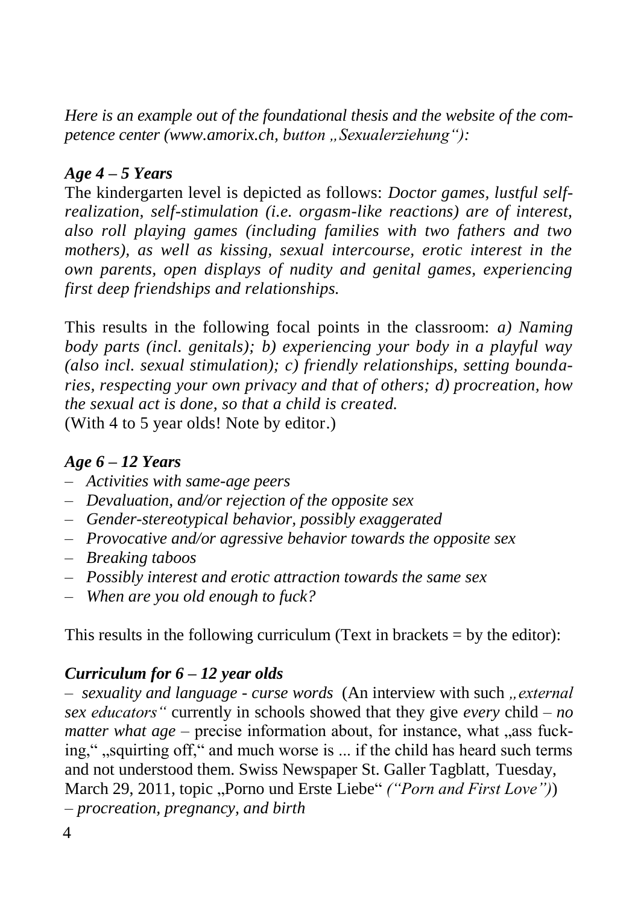*Here is an example out of the foundational thesis and the website of the competence center (www.amorix.ch, button „Sexualerziehung"):*

### *Age 4 – 5 Years*

The kindergarten level is depicted as follows: *Doctor games, lustful self-realization, self-stimulation (i.e. orgasm-like reactions) are of interest, also roll playing games (including families with two fathers and two mothers), as well as kissing, sexual intercourse, erotic interest in the own parents, open displays of nudity and genital games, experiencing first deep friendships and relationships.*

This results in the following focal points in the classroom: *a) Naming body parts (incl. genitals); b) experiencing your body in a playful way (also incl. sexual stimulation); c) friendly relationships, setting boundaries, respecting your own privacy and that of others; d) procreation, how the sexual act is done, so that a child is created.*
(With 4 to 5 year olds! Note by editor.)

### *Age 6 – 12 Years*

- *Activities with same-age peers*
- *Devaluation, and/or rejection of the opposite sex*
- *Gender-stereotypical behavior, possibly exaggerated*
- *Provocative and/or agressive behavior towards the opposite sex*
- *Breaking taboos*
- *Possibly interest and erotic attraction towards the same sex*
- *When are you old enough to fuck?*

This results in the following curriculum (Text in brackets = by the editor):

### *Curriculum for 6 – 12 year olds*

– *sexuality and language - curse words* (An interview with such *„external sex educators"* currently in schools showed that they give *every* child – *no matter what age* – precise information about, for instance, what „ass fucking," „squirting off," and much worse is ... if the child has heard such terms and not understood them. Swiss Newspaper St. Galler Tagblatt, Tuesday, March 29, 2011, topic „Porno und Erste Liebe" *("Porn and First Love")*)
– *procreation, pregnancy, and birth*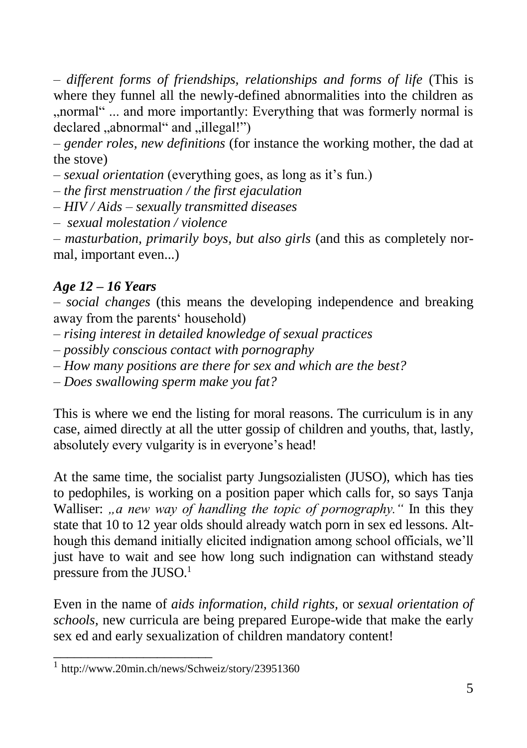– *different forms of friendships, relationships and forms of life* (This is where they funnel all the newly-defined abnormalities into the children as „normal“ ... and more importantly: Everything that was formerly normal is declared „abnormal“ and „illegal!”)

– *gender roles, new definitions* (for instance the working mother, the dad at the stove)

– *sexual orientation* (everything goes, as long as it’s fun.)

– *the first menstruation / the first ejaculation*

– *HIV / Aids – sexually transmitted diseases*

– *sexual molestation / violence*

– *masturbation, primarily boys, but also girls* (and this as completely normal, important even...)

### *Age 12 – 16 Years*

– *social changes* (this means the developing independence and breaking away from the parents‘ household)

– *rising interest in detailed knowledge of sexual practices*

– *possibly conscious contact with pornography*

– *How many positions are there for sex and which are the best?*

– *Does swallowing sperm make you fat?*

This is where we end the listing for moral reasons. The curriculum is in any case, aimed directly at all the utter gossip of children and youths, that, lastly, absolutely every vulgarity is in everyone’s head!

At the same time, the socialist party Jungsozialisten (JUSO), which has ties to pedophiles, is working on a position paper which calls for, so says Tanja Walliser: *„a new way of handling the topic of pornography.“* In this they state that 10 to 12 year olds should already watch porn in sex ed lessons. Although this demand initially elicited indignation among school officials, we’ll just have to wait and see how long such indignation can withstand steady pressure from the JUSO.[1]

Even in the name of *aids information, child rights,* or *sexual orientation of schools,* new curricula are being prepared Europe-wide that make the early sex ed and early sexualization of children mandatory content!

---

[1] http://www.20min.ch/news/Schweiz/story/23951360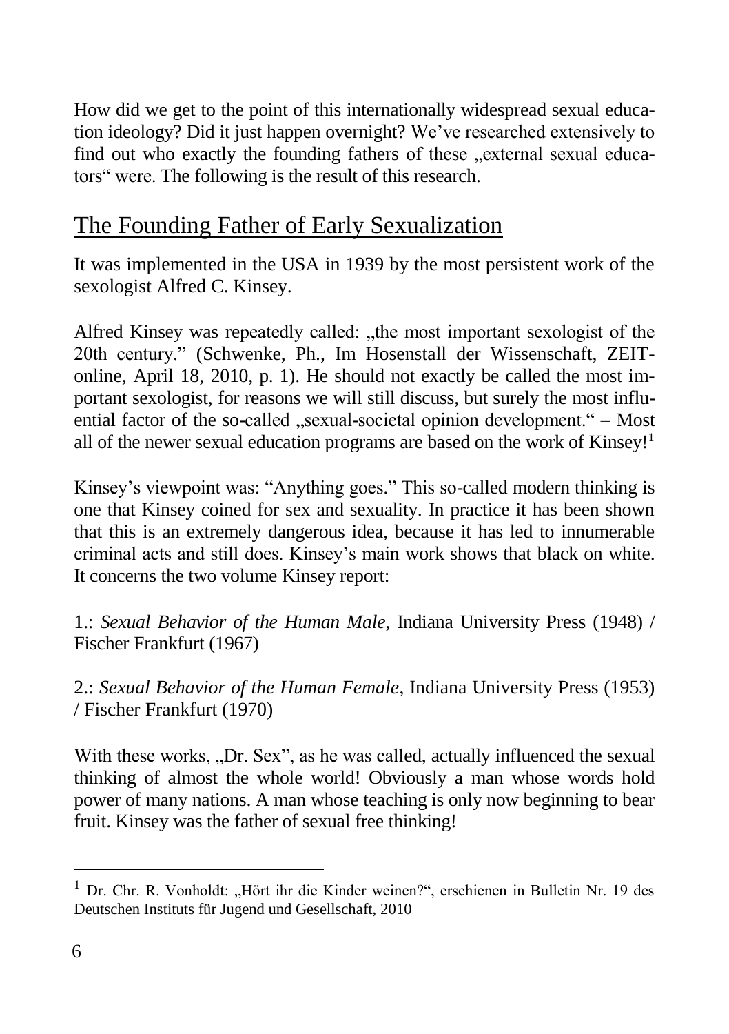How did we get to the point of this internationally widespread sexual education ideology? Did it just happen overnight? We've researched extensively to find out who exactly the founding fathers of these „external sexual educators" were. The following is the result of this research.

## The Founding Father of Early Sexualization

It was implemented in the USA in 1939 by the most persistent work of the sexologist Alfred C. Kinsey.

Alfred Kinsey was repeatedly called: „the most important sexologist of the 20th century." (Schwenke, Ph., Im Hosenstall der Wissenschaft, ZEIT-online, April 18, 2010, p. 1). He should not exactly be called the most important sexologist, for reasons we will still discuss, but surely the most influential factor of the so-called „sexual-societal opinion development." – Most all of the newer sexual education programs are based on the work of Kinsey![1]

Kinsey's viewpoint was: "Anything goes." This so-called modern thinking is one that Kinsey coined for sex and sexuality. In practice it has been shown that this is an extremely dangerous idea, because it has led to innumerable criminal acts and still does. Kinsey's main work shows that black on white. It concerns the two volume Kinsey report:

1.: *Sexual Behavior of the Human Male*, Indiana University Press (1948) / Fischer Frankfurt (1967)

2.: *Sexual Behavior of the Human Female*, Indiana University Press (1953) / Fischer Frankfurt (1970)

With these works, „Dr. Sex", as he was called, actually influenced the sexual thinking of almost the whole world! Obviously a man whose words hold power of many nations. A man whose teaching is only now beginning to bear fruit. Kinsey was the father of sexual free thinking!

---

[1] Dr. Chr. R. Vonholdt: „Hört ihr die Kinder weinen?", erschienen in Bulletin Nr. 19 des Deutschen Instituts für Jugend und Gesellschaft, 2010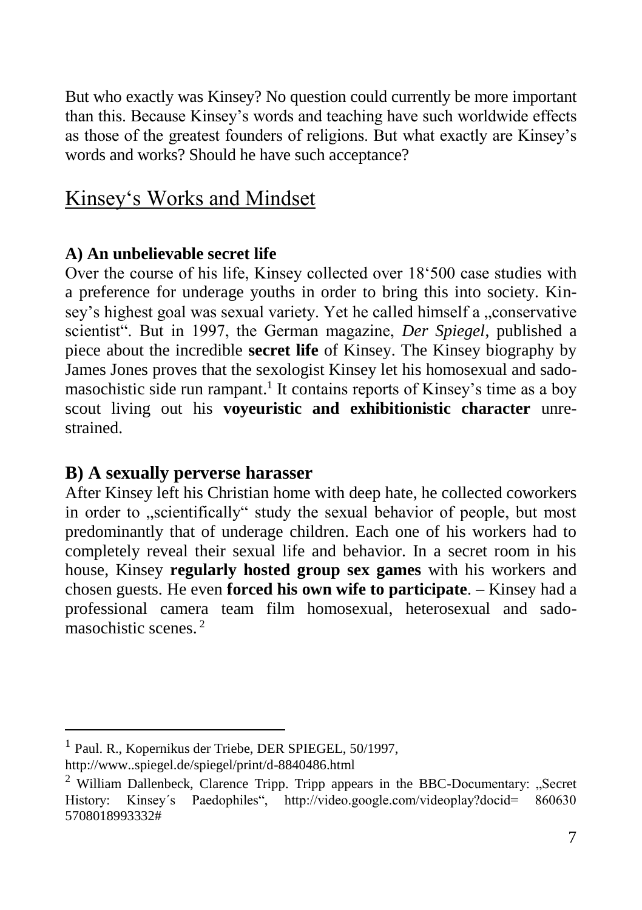But who exactly was Kinsey? No question could currently be more important than this. Because Kinsey's words and teaching have such worldwide effects as those of the greatest founders of religions. But what exactly are Kinsey's words and works? Should he have such acceptance?

## Kinsey‘s Works and Mindset

**A) An unbelievable secret life**

Over the course of his life, Kinsey collected over 18‘500 case studies with a preference for underage youths in order to bring this into society. Kinsey's highest goal was sexual variety. Yet he called himself a „conservative scientist". But in 1997, the German magazine, *Der Spiegel*, published a piece about the incredible **secret life** of Kinsey. The Kinsey biography by James Jones proves that the sexologist Kinsey let his homosexual and sadomasochistic side run rampant.[1] It contains reports of Kinsey's time as a boy scout living out his **voyeuristic and exhibitionistic character** unrestrained.

### B) A sexually perverse harasser

After Kinsey left his Christian home with deep hate, he collected coworkers in order to „scientifically" study the sexual behavior of people, but most predominantly that of underage children. Each one of his workers had to completely reveal their sexual life and behavior. In a secret room in his house, Kinsey **regularly hosted group sex games** with his workers and chosen guests. He even **forced his own wife to participate**. – Kinsey had a professional camera team film homosexual, heterosexual and sadomasochistic scenes. [2]

---

[1] Paul. R., Kopernikus der Triebe, DER SPIEGEL, 50/1997, http://www..spiegel.de/spiegel/print/d-8840486.html

[2] William Dallenbeck, Clarence Tripp. Tripp appears in the BBC-Documentary: „Secret History: Kinsey´s Paedophiles", http://video.google.com/videoplay?docid= 860630 5708018993332#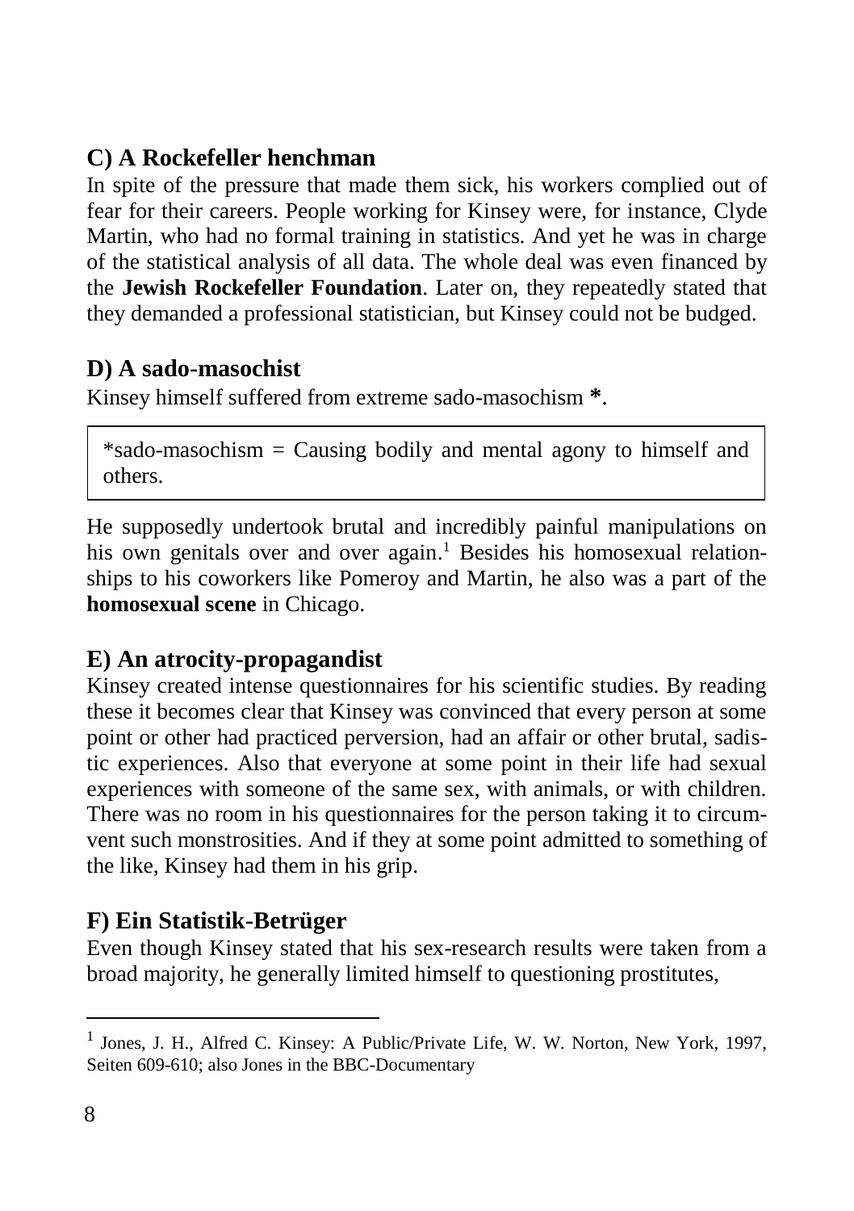## C) A Rockefeller henchman

In spite of the pressure that made them sick, his workers complied out of fear for their careers. People working for Kinsey were, for instance, Clyde Martin, who had no formal training in statistics. And yet he was in charge of the statistical analysis of all data. The whole deal was even financed by the **Jewish Rockefeller Foundation**. Later on, they repeatedly stated that they demanded a professional statistician, but Kinsey could not be budged.

## D) A sado-masochist

Kinsey himself suffered from extreme sado-masochism **\***.

> *sado-masochism = Causing bodily and mental agony to himself and others.

He supposedly undertook brutal and incredibly painful manipulations on his own genitals over and over again.[1] Besides his homosexual relationships to his coworkers like Pomeroy and Martin, he also was a part of the **homosexual scene** in Chicago.

## E) An atrocity-propagandist

Kinsey created intense questionnaires for his scientific studies. By reading these it becomes clear that Kinsey was convinced that every person at some point or other had practiced perversion, had an affair or other brutal, sadistic experiences. Also that everyone at some point in their life had sexual experiences with someone of the same sex, with animals, or with children. There was no room in his questionnaires for the person taking it to circumvent such monstrosities. And if they at some point admitted to something of the like, Kinsey had them in his grip.

## F) Ein Statistik-Betrüger

Even though Kinsey stated that his sex-research results were taken from a broad majority, he generally limited himself to questioning prostitutes,

---

[1] Jones, J. H., Alfred C. Kinsey: A Public/Private Life, W. W. Norton, New York, 1997, Seiten 609-610; also Jones in the BBC-Documentary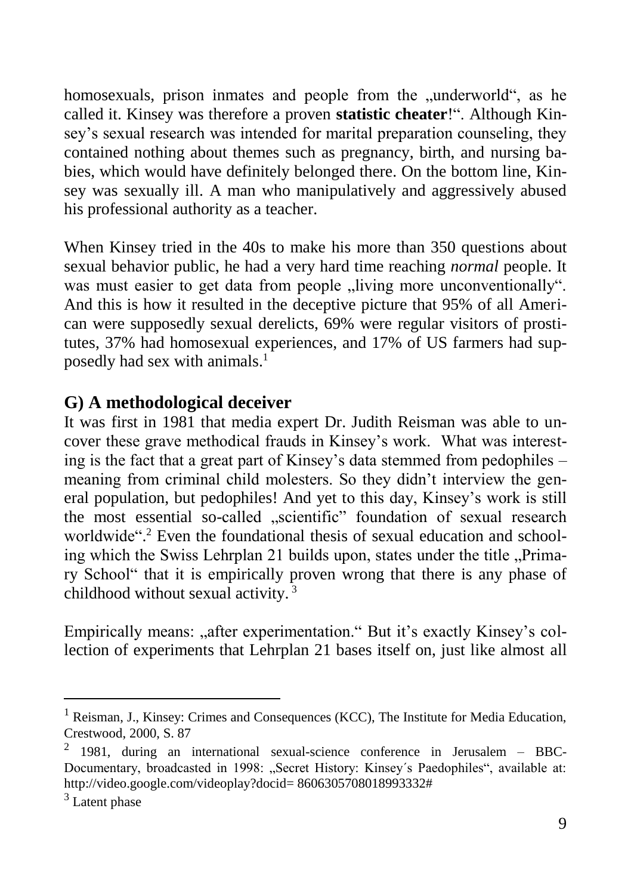homosexuals, prison inmates and people from the „underworld", as he called it. Kinsey was therefore a proven **statistic cheater**!". Although Kinsey's sexual research was intended for marital preparation counseling, they contained nothing about themes such as pregnancy, birth, and nursing babies, which would have definitely belonged there. On the bottom line, Kinsey was sexually ill. A man who manipulatively and aggressively abused his professional authority as a teacher.

When Kinsey tried in the 40s to make his more than 350 questions about sexual behavior public, he had a very hard time reaching *normal* people. It was must easier to get data from people „living more unconventionally". And this is how it resulted in the deceptive picture that 95% of all American were supposedly sexual derelicts, 69% were regular visitors of prostitutes, 37% had homosexual experiences, and 17% of US farmers had supposedly had sex with animals.[1]

## G) A methodological deceiver

It was first in 1981 that media expert Dr. Judith Reisman was able to uncover these grave methodical frauds in Kinsey's work. What was interesting is the fact that a great part of Kinsey's data stemmed from pedophiles – meaning from criminal child molesters. So they didn't interview the general population, but pedophiles! And yet to this day, Kinsey's work is still the most essential so-called „scientific" foundation of sexual research worldwide".[2] Even the foundational thesis of sexual education and schooling which the Swiss Lehrplan 21 builds upon, states under the title „Primary School" that it is empirically proven wrong that there is any phase of childhood without sexual activity.[3]

Empirically means: „after experimentation." But it's exactly Kinsey's collection of experiments that Lehrplan 21 bases itself on, just like almost all

---

[1] Reisman, J., Kinsey: Crimes and Consequences (KCC), The Institute for Media Education, Crestwood, 2000, S. 87

[2] 1981, during an international sexual-science conference in Jerusalem – BBC-Documentary, broadcasted in 1998: „Secret History: Kinsey´s Paedophiles", available at: http://video.google.com/videoplay?docid= 8606305708018993332#

[3] Latent phase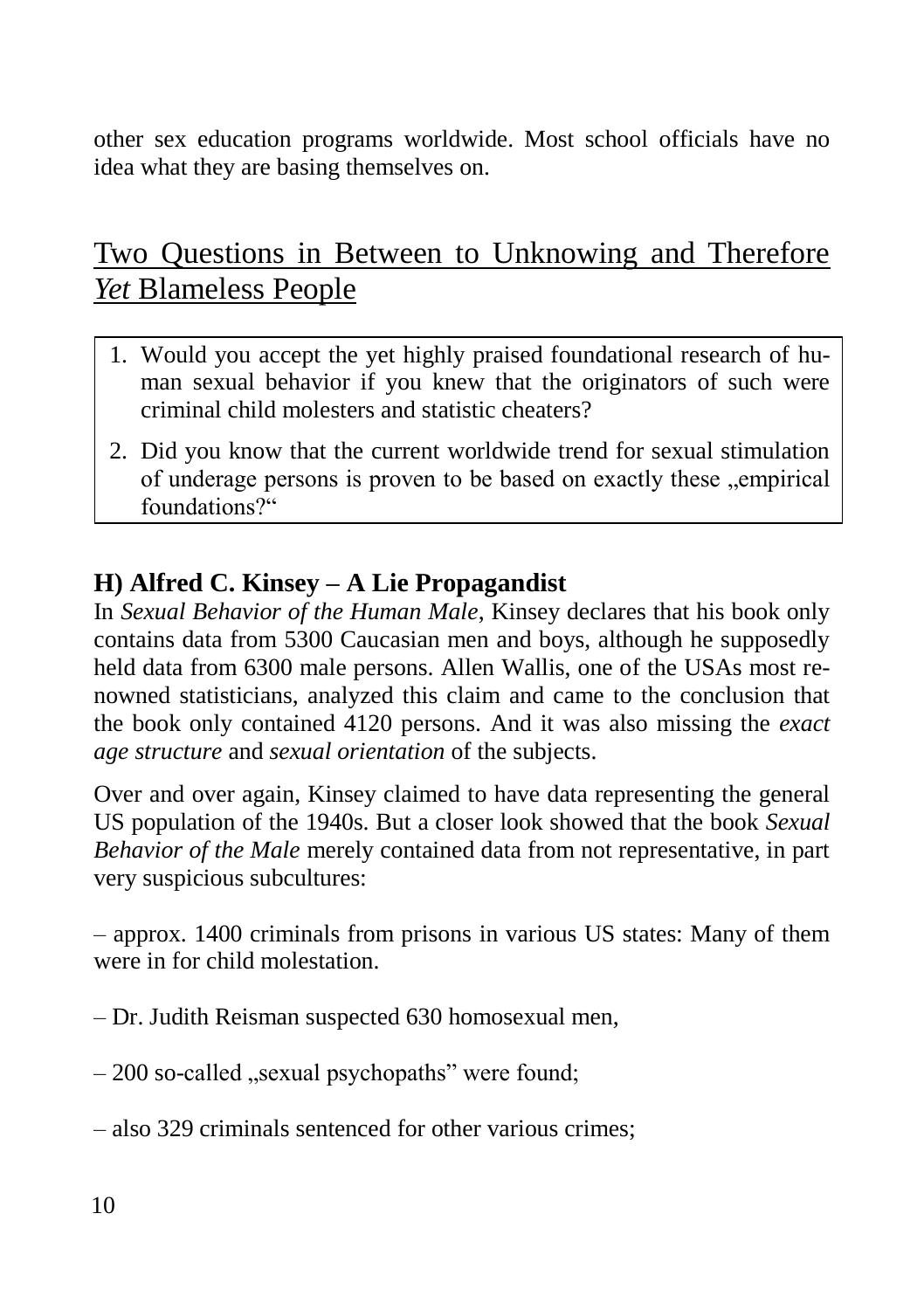other sex education programs worldwide. Most school officials have no idea what they are basing themselves on.

## Two Questions in Between to Unknowing and Therefore *Yet* Blameless People

1. Would you accept the yet highly praised foundational research of human sexual behavior if you knew that the originators of such were criminal child molesters and statistic cheaters?
2. Did you know that the current worldwide trend for sexual stimulation of underage persons is proven to be based on exactly these „empirical foundations?“

### H) Alfred C. Kinsey – A Lie Propagandist

In *Sexual Behavior of the Human Male*, Kinsey declares that his book only contains data from 5300 Caucasian men and boys, although he supposedly held data from 6300 male persons. Allen Wallis, one of the USAs most renowned statisticians, analyzed this claim and came to the conclusion that the book only contained 4120 persons. And it was also missing the *exact age structure* and *sexual orientation* of the subjects.

Over and over again, Kinsey claimed to have data representing the general US population of the 1940s. But a closer look showed that the book *Sexual Behavior of the Male* merely contained data from not representative, in part very suspicious subcultures:

– approx. 1400 criminals from prisons in various US states: Many of them were in for child molestation.

– Dr. Judith Reisman suspected 630 homosexual men,

– 200 so-called „sexual psychopaths” were found;

– also 329 criminals sentenced for other various crimes;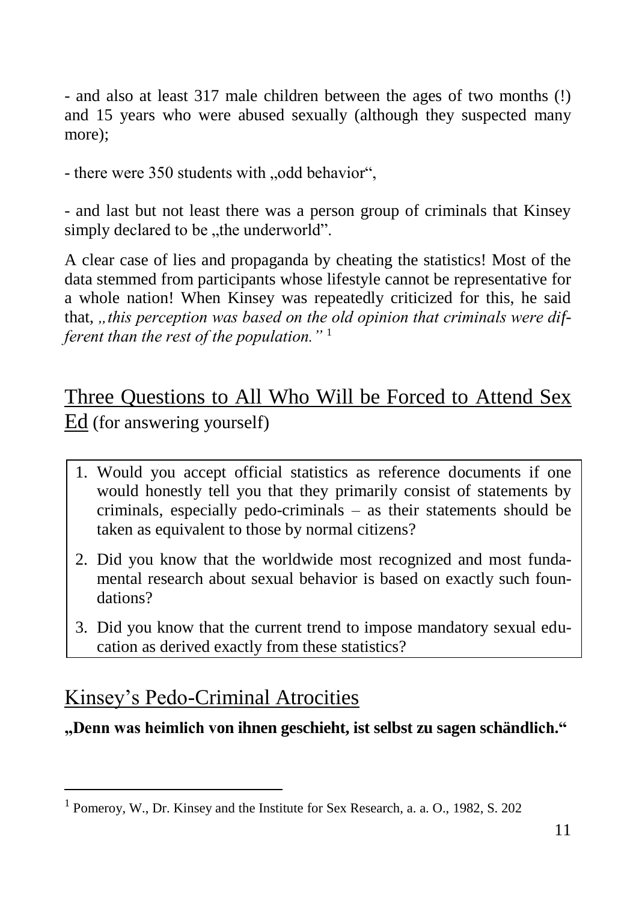- and also at least 317 male children between the ages of two months (!) and 15 years who were abused sexually (although they suspected many more);

- there were 350 students with „odd behavior“,

- and last but not least there was a person group of criminals that Kinsey simply declared to be „the underworld”.

A clear case of lies and propaganda by cheating the statistics! Most of the data stemmed from participants whose lifestyle cannot be representative for a whole nation! When Kinsey was repeatedly criticized for this, he said that, *„this perception was based on the old opinion that criminals were different than the rest of the population.”* [1]

## Three Questions to All Who Will be Forced to Attend Sex Ed (for answering yourself)

1. Would you accept official statistics as reference documents if one would honestly tell you that they primarily consist of statements by criminals, especially pedo-criminals – as their statements should be taken as equivalent to those by normal citizens?
2. Did you know that the worldwide most recognized and most fundamental research about sexual behavior is based on exactly such foundations?
3. Did you know that the current trend to impose mandatory sexual education as derived exactly from these statistics?

## Kinsey’s Pedo-Criminal Atrocities

**„Denn was heimlich von ihnen geschieht, ist selbst zu sagen schändlich.“**

---

[1] Pomeroy, W., Dr. Kinsey and the Institute for Sex Research, a. a. O., 1982, S. 202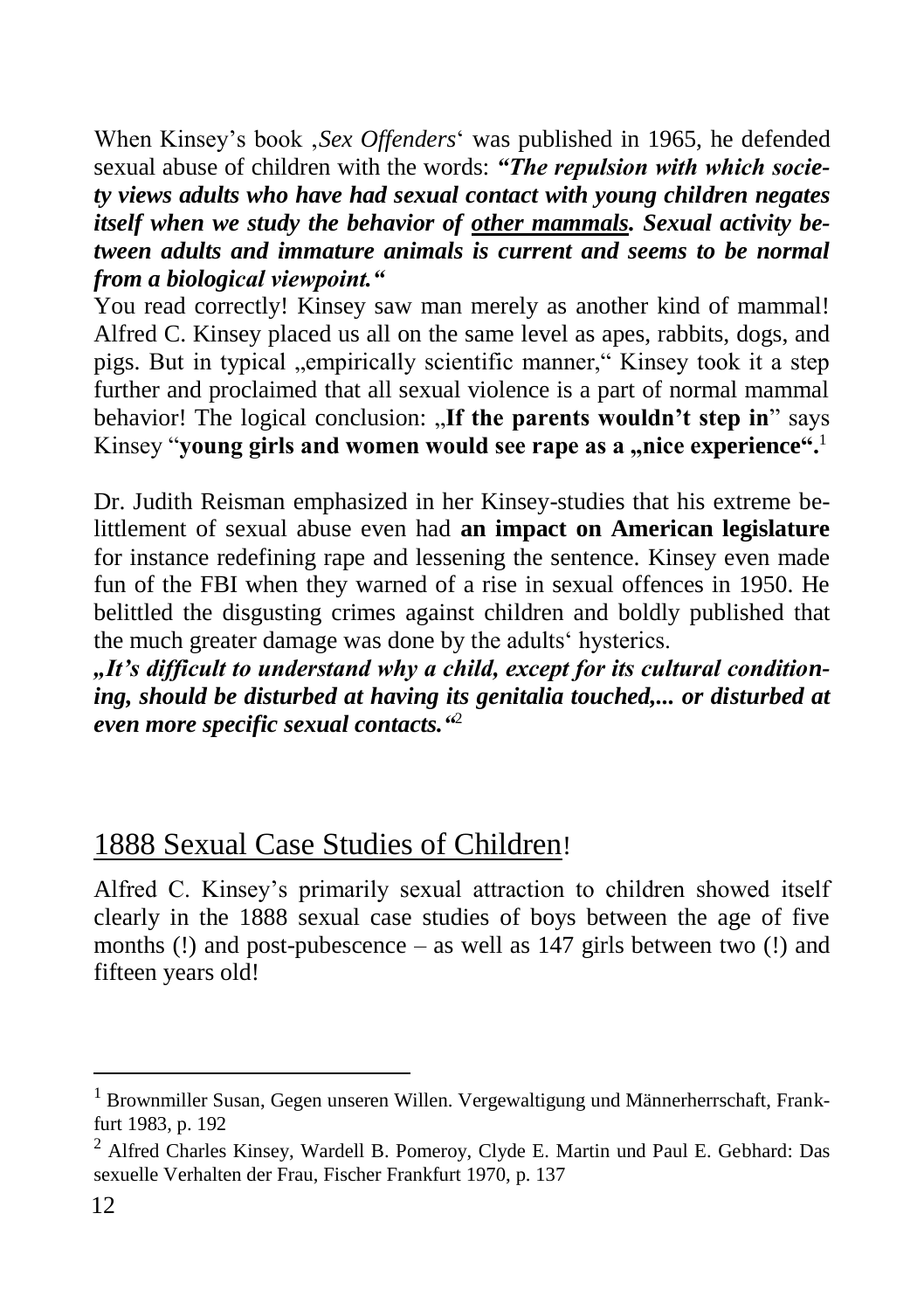When Kinsey's book ‚*Sex Offenders*' was published in 1965, he defended sexual abuse of children with the words: ***"The repulsion with which society views adults who have had sexual contact with young children negates itself when we study the behavior of <u>other mammals</u>. Sexual activity between adults and immature animals is current and seems to be normal from a biological viewpoint."***

You read correctly! Kinsey saw man merely as another kind of mammal! Alfred C. Kinsey placed us all on the same level as apes, rabbits, dogs, and pigs. But in typical „empirically scientific manner," Kinsey took it a step further and proclaimed that all sexual violence is a part of normal mammal behavior! The logical conclusion: „**If the parents wouldn't step in**" says Kinsey "**young girls and women would see rape as a „nice experience".**[1]

Dr. Judith Reisman emphasized in her Kinsey-studies that his extreme belittlement of sexual abuse even had **an impact on American legislature** for instance redefining rape and lessening the sentence. Kinsey even made fun of the FBI when they warned of a rise in sexual offences in 1950. He belittled the disgusting crimes against children and boldly published that the much greater damage was done by the adults' hysterics.

***„It's difficult to understand why a child, except for its cultural conditioning, should be disturbed at having its genitalia touched,... or disturbed at even more specific sexual contacts."***[2]

## 1888 Sexual Case Studies of Children!

Alfred C. Kinsey's primarily sexual attraction to children showed itself clearly in the 1888 sexual case studies of boys between the age of five months (!) and post-pubescence – as well as 147 girls between two (!) and fifteen years old!

---

[1] Brownmiller Susan, Gegen unseren Willen. Vergewaltigung und Männerherrschaft, Frankfurt 1983, p. 192

[2] Alfred Charles Kinsey, Wardell B. Pomeroy, Clyde E. Martin und Paul E. Gebhard: Das sexuelle Verhalten der Frau, Fischer Frankfurt 1970, p. 137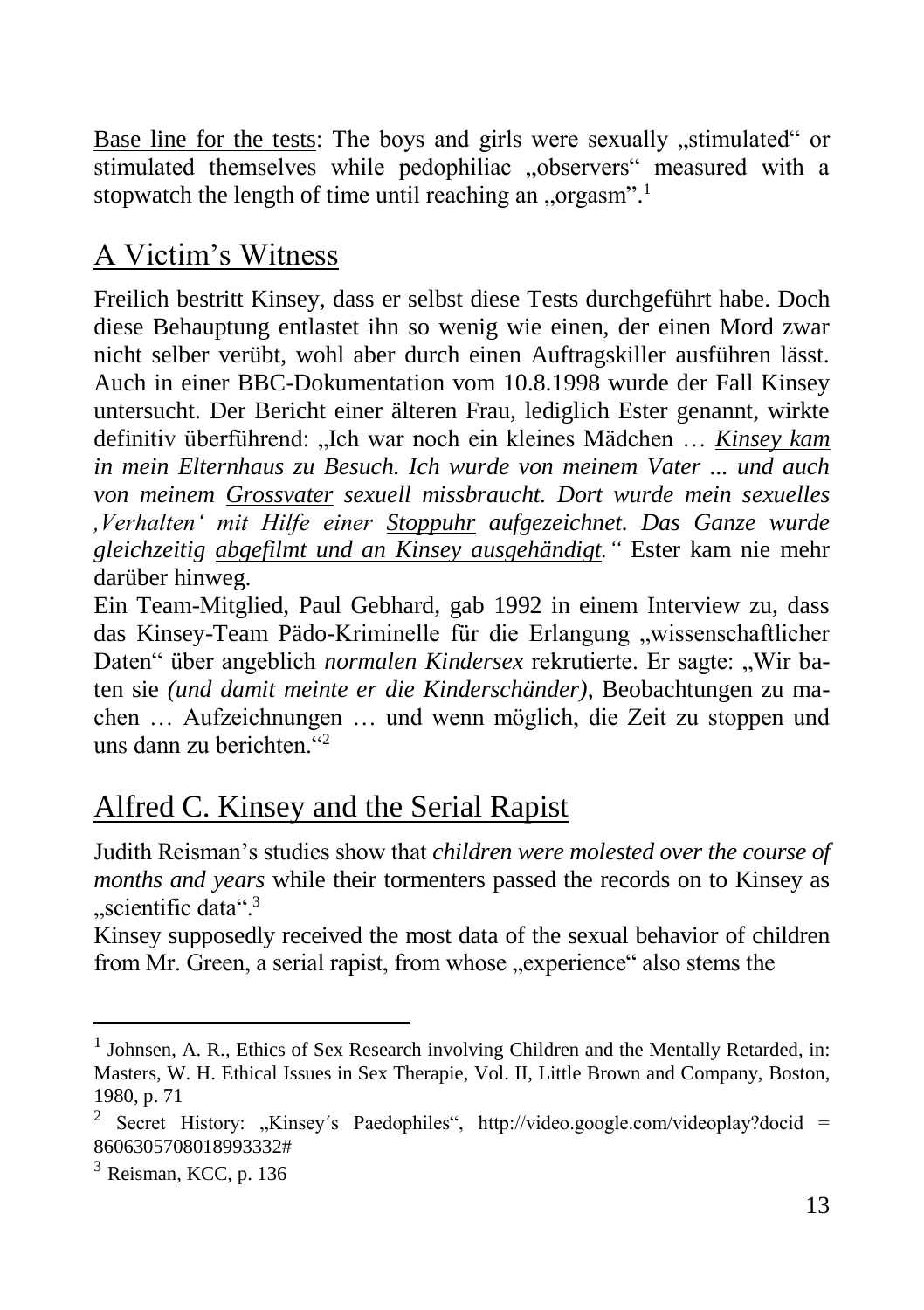Base line for the tests: The boys and girls were sexually „stimulated" or stimulated themselves while pedophiliac „observers" measured with a stopwatch the length of time until reaching an „orgasm".[1]

## A Victim's Witness

Freilich bestritt Kinsey, dass er selbst diese Tests durchgeführt habe. Doch diese Behauptung entlastet ihn so wenig wie einen, der einen Mord zwar nicht selber verübt, wohl aber durch einen Auftragskiller ausführen lässt. Auch in einer BBC-Dokumentation vom 10.8.1998 wurde der Fall Kinsey untersucht. Der Bericht einer älteren Frau, lediglich Ester genannt, wirkte definitiv überführend: „Ich war noch ein kleines Mädchen … *Kinsey kam in mein Elternhaus zu Besuch. Ich wurde von meinem Vater ... und auch von meinem Grossvater sexuell missbraucht. Dort wurde mein sexuelles ‚Verhalten' mit Hilfe einer Stoppuhr aufgezeichnet. Das Ganze wurde gleichzeitig abgefilmt und an Kinsey ausgehändigt."* Ester kam nie mehr darüber hinweg.

Ein Team-Mitglied, Paul Gebhard, gab 1992 in einem Interview zu, dass das Kinsey-Team Pädo-Kriminelle für die Erlangung „wissenschaftlicher Daten" über angeblich *normalen Kindersex* rekrutierte. Er sagte: „Wir baten sie *(und damit meinte er die Kinderschänder)*, Beobachtungen zu machen … Aufzeichnungen … und wenn möglich, die Zeit zu stoppen und uns dann zu berichten."[2]

## Alfred C. Kinsey and the Serial Rapist

Judith Reisman's studies show that *children were molested over the course of months and years* while their tormenters passed the records on to Kinsey as „scientific data".[3]

Kinsey supposedly received the most data of the sexual behavior of children from Mr. Green, a serial rapist, from whose „experience" also stems the

---

[1] Johnsen, A. R., Ethics of Sex Research involving Children and the Mentally Retarded, in: Masters, W. H. Ethical Issues in Sex Therapie, Vol. II, Little Brown and Company, Boston, 1980, p. 71

[2] Secret History: „Kinsey´s Paedophiles", http://video.google.com/videoplay?docid = 8606305708018993332#

[3] Reisman, KCC, p. 136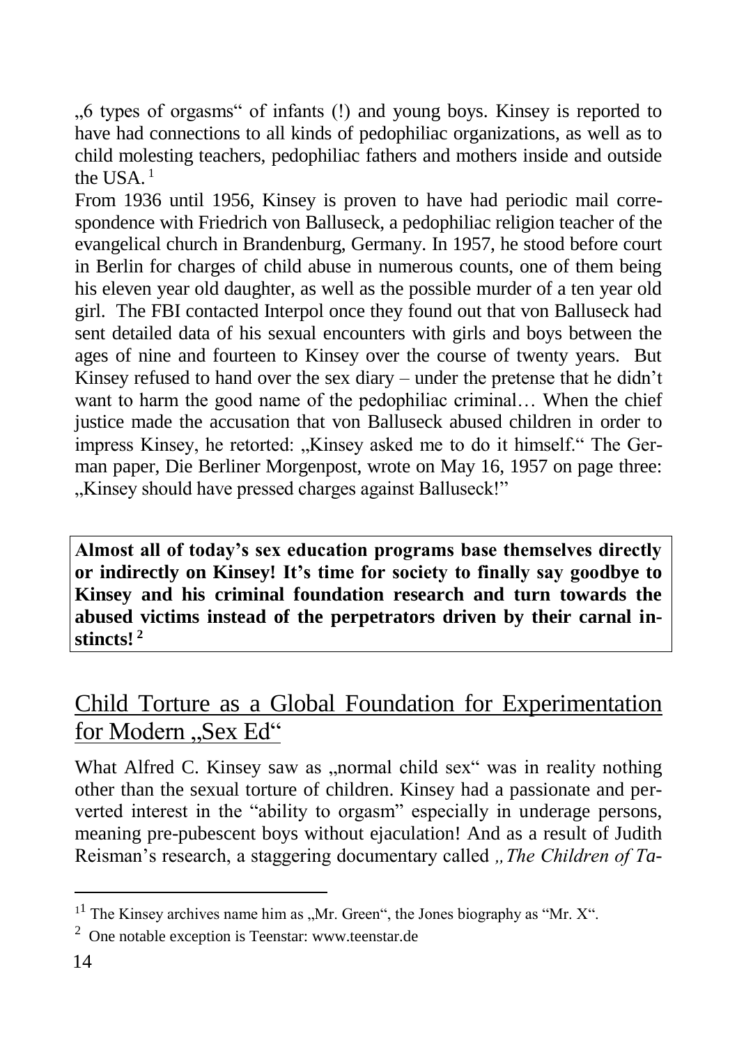„6 types of orgasms" of infants (!) and young boys. Kinsey is reported to have had connections to all kinds of pedophiliac organizations, as well as to child molesting teachers, pedophiliac fathers and mothers inside and outside the USA.[1]

From 1936 until 1956, Kinsey is proven to have had periodic mail correspondence with Friedrich von Balluseck, a pedophiliac religion teacher of the evangelical church in Brandenburg, Germany. In 1957, he stood before court in Berlin for charges of child abuse in numerous counts, one of them being his eleven year old daughter, as well as the possible murder of a ten year old girl. The FBI contacted Interpol once they found out that von Balluseck had sent detailed data of his sexual encounters with girls and boys between the ages of nine and fourteen to Kinsey over the course of twenty years. But Kinsey refused to hand over the sex diary – under the pretense that he didn't want to harm the good name of the pedophiliac criminal… When the chief justice made the accusation that von Balluseck abused children in order to impress Kinsey, he retorted: „Kinsey asked me to do it himself." The German paper, Die Berliner Morgenpost, wrote on May 16, 1957 on page three: „Kinsey should have pressed charges against Balluseck!"

**Almost all of today's sex education programs base themselves directly or indirectly on Kinsey! It's time for society to finally say goodbye to Kinsey and his criminal foundation research and turn towards the abused victims instead of the perpetrators driven by their carnal instincts![2]**

## Child Torture as a Global Foundation for Experimentation for Modern „Sex Ed"

What Alfred C. Kinsey saw as „normal child sex" was in reality nothing other than the sexual torture of children. Kinsey had a passionate and perverted interest in the "ability to orgasm" especially in underage persons, meaning pre-pubescent boys without ejaculation! And as a result of Judith Reisman's research, a staggering documentary called *„The Children of Ta-*

---

[1] The Kinsey archives name him as „Mr. Green", the Jones biography as "Mr. X".

[2] One notable exception is Teenstar: www.teenstar.de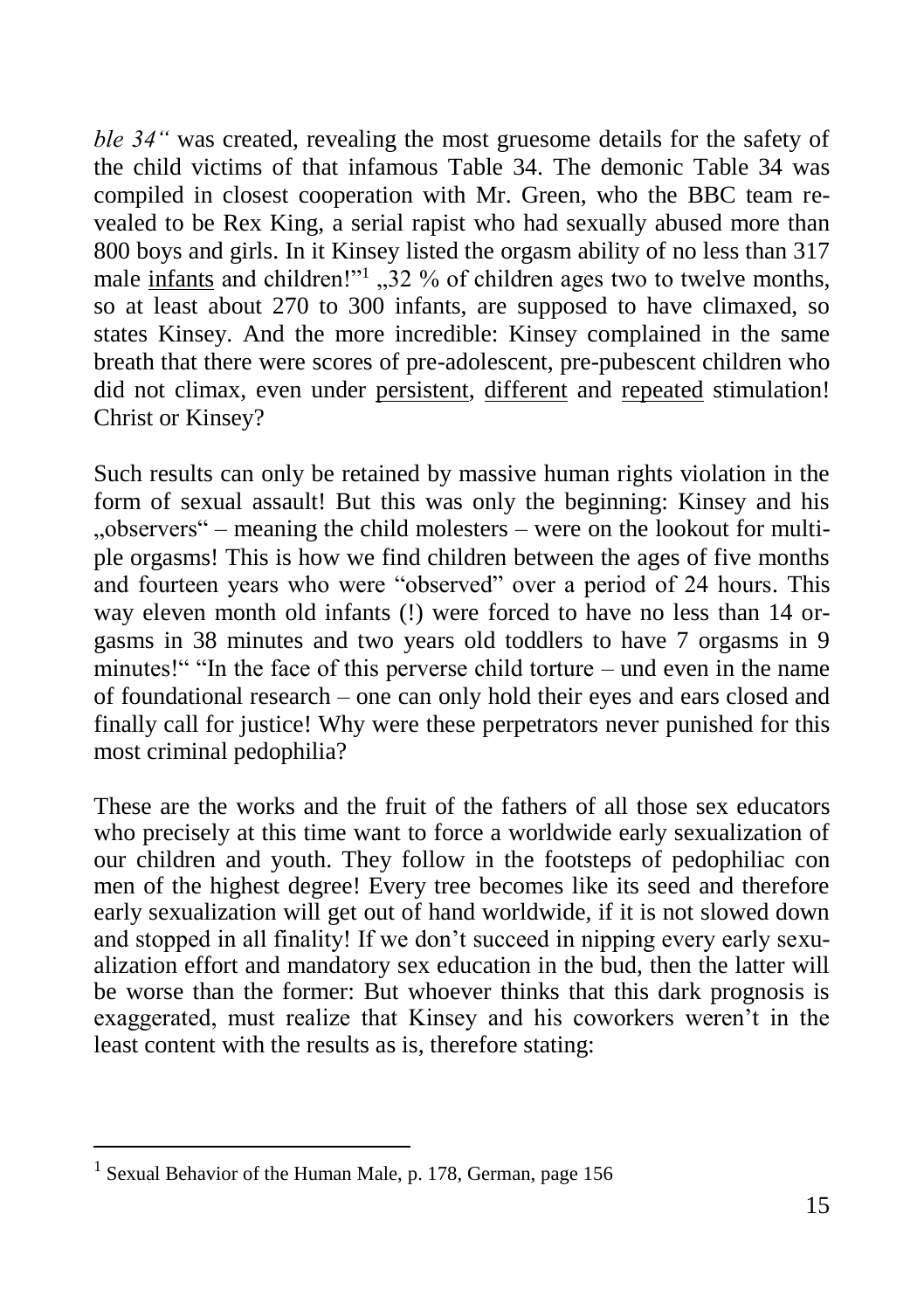*ble 34"* was created, revealing the most gruesome details for the safety of the child victims of that infamous Table 34. The demonic Table 34 was compiled in closest cooperation with Mr. Green, who the BBC team revealed to be Rex King, a serial rapist who had sexually abused more than 800 boys and girls. In it Kinsey listed the orgasm ability of no less than 317 male <u>infants</u> and children!"[1] „32 % of children ages two to twelve months, so at least about 270 to 300 infants, are supposed to have climaxed, so states Kinsey. And the more incredible: Kinsey complained in the same breath that there were scores of pre-adolescent, pre-pubescent children who did not climax, even under <u>persistent</u>, <u>different</u> and <u>repeated</u> stimulation! Christ or Kinsey?

Such results can only be retained by massive human rights violation in the form of sexual assault! But this was only the beginning: Kinsey and his „observers" – meaning the child molesters – were on the lookout for multiple orgasms! This is how we find children between the ages of five months and fourteen years who were "observed" over a period of 24 hours. This way eleven month old infants (!) were forced to have no less than 14 orgasms in 38 minutes and two years old toddlers to have 7 orgasms in 9 minutes!" "In the face of this perverse child torture – und even in the name of foundational research – one can only hold their eyes and ears closed and finally call for justice! Why were these perpetrators never punished for this most criminal pedophilia?

These are the works and the fruit of the fathers of all those sex educators who precisely at this time want to force a worldwide early sexualization of our children and youth. They follow in the footsteps of pedophiliac con men of the highest degree! Every tree becomes like its seed and therefore early sexualization will get out of hand worldwide, if it is not slowed down and stopped in all finality! If we don't succeed in nipping every early sexualization effort and mandatory sex education in the bud, then the latter will be worse than the former: But whoever thinks that this dark prognosis is exaggerated, must realize that Kinsey and his coworkers weren't in the least content with the results as is, therefore stating:

---

[1] Sexual Behavior of the Human Male, p. 178, German, page 156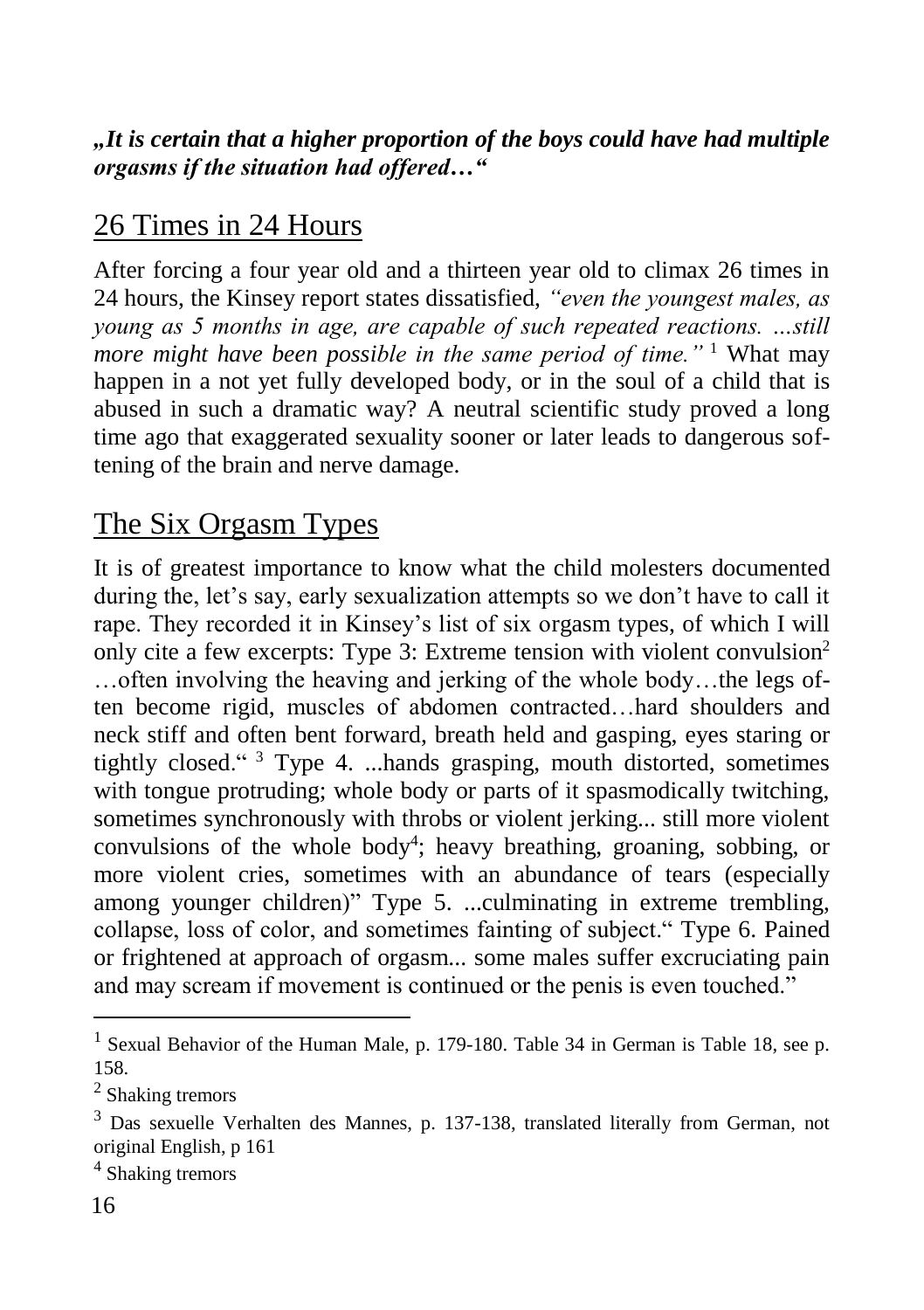***„It is certain that a higher proportion of the boys could have had multiple orgasms if the situation had offered…“***

## 26 Times in 24 Hours

After forcing a four year old and a thirteen year old to climax 26 times in 24 hours, the Kinsey report states dissatisfied, *"even the youngest males, as young as 5 months in age, are capable of such repeated reactions. ...still more might have been possible in the same period of time."* [1] What may happen in a not yet fully developed body, or in the soul of a child that is abused in such a dramatic way? A neutral scientific study proved a long time ago that exaggerated sexuality sooner or later leads to dangerous softening of the brain and nerve damage.

## The Six Orgasm Types

It is of greatest importance to know what the child molesters documented during the, let's say, early sexualization attempts so we don't have to call it rape. They recorded it in Kinsey's list of six orgasm types, of which I will only cite a few excerpts: Type 3: Extreme tension with violent convulsion[2] …often involving the heaving and jerking of the whole body…the legs often become rigid, muscles of abdomen contracted…hard shoulders and neck stiff and often bent forward, breath held and gasping, eyes staring or tightly closed." [3] Type 4. ...hands grasping, mouth distorted, sometimes with tongue protruding; whole body or parts of it spasmodically twitching, sometimes synchronously with throbs or violent jerking... still more violent convulsions of the whole body[4]; heavy breathing, groaning, sobbing, or more violent cries, sometimes with an abundance of tears (especially among younger children)" Type 5. ...culminating in extreme trembling, collapse, loss of color, and sometimes fainting of subject." Type 6. Pained or frightened at approach of orgasm... some males suffer excruciating pain and may scream if movement is continued or the penis is even touched."

---

[1] Sexual Behavior of the Human Male, p. 179-180. Table 34 in German is Table 18, see p. 158.

[2] Shaking tremors

[3] Das sexuelle Verhalten des Mannes, p. 137-138, translated literally from German, not original English, p 161

[4] Shaking tremors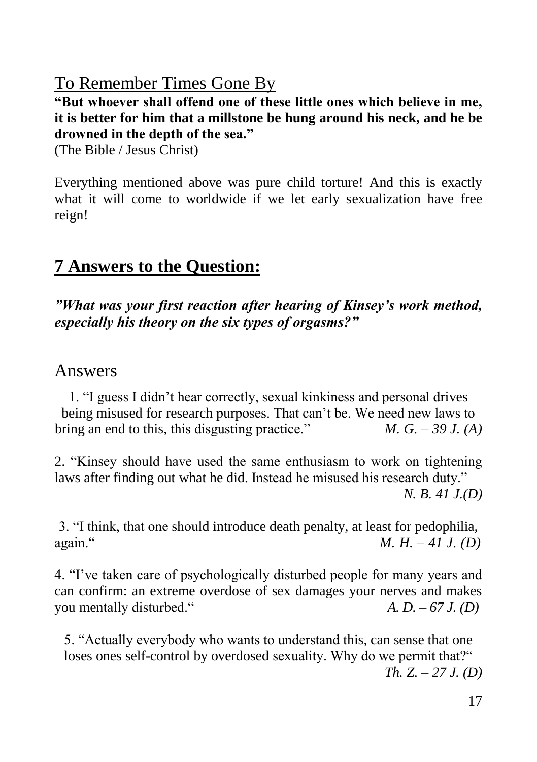## To Remember Times Gone By

**"But whoever shall offend one of these little ones which believe in me, it is better for him that a millstone be hung around his neck, and he be drowned in the depth of the sea."**
(The Bible / Jesus Christ)

Everything mentioned above was pure child torture! And this is exactly what it will come to worldwide if we let early sexualization have free reign!

## **7 Answers to the Question:**

***"What was your first reaction after hearing of Kinsey's work method, especially his theory on the six types of orgasms?"***

## Answers

1. "I guess I didn't hear correctly, sexual kinkiness and personal drives being misused for research purposes. That can't be. We need new laws to bring an end to this, this disgusting practice." *M. G. – 39 J. (A)*

2. "Kinsey should have used the same enthusiasm to work on tightening laws after finding out what he did. Instead he misused his research duty." *N. B. 41 J.(D)*

3. "I think, that one should introduce death penalty, at least for pedophilia, again." *M. H. – 41 J. (D)*

4. "I've taken care of psychologically disturbed people for many years and can confirm: an extreme overdose of sex damages your nerves and makes you mentally disturbed." *A. D. – 67 J. (D)*

5. "Actually everybody who wants to understand this, can sense that one loses ones self-control by overdosed sexuality. Why do we permit that?" *Th. Z. – 27 J. (D)*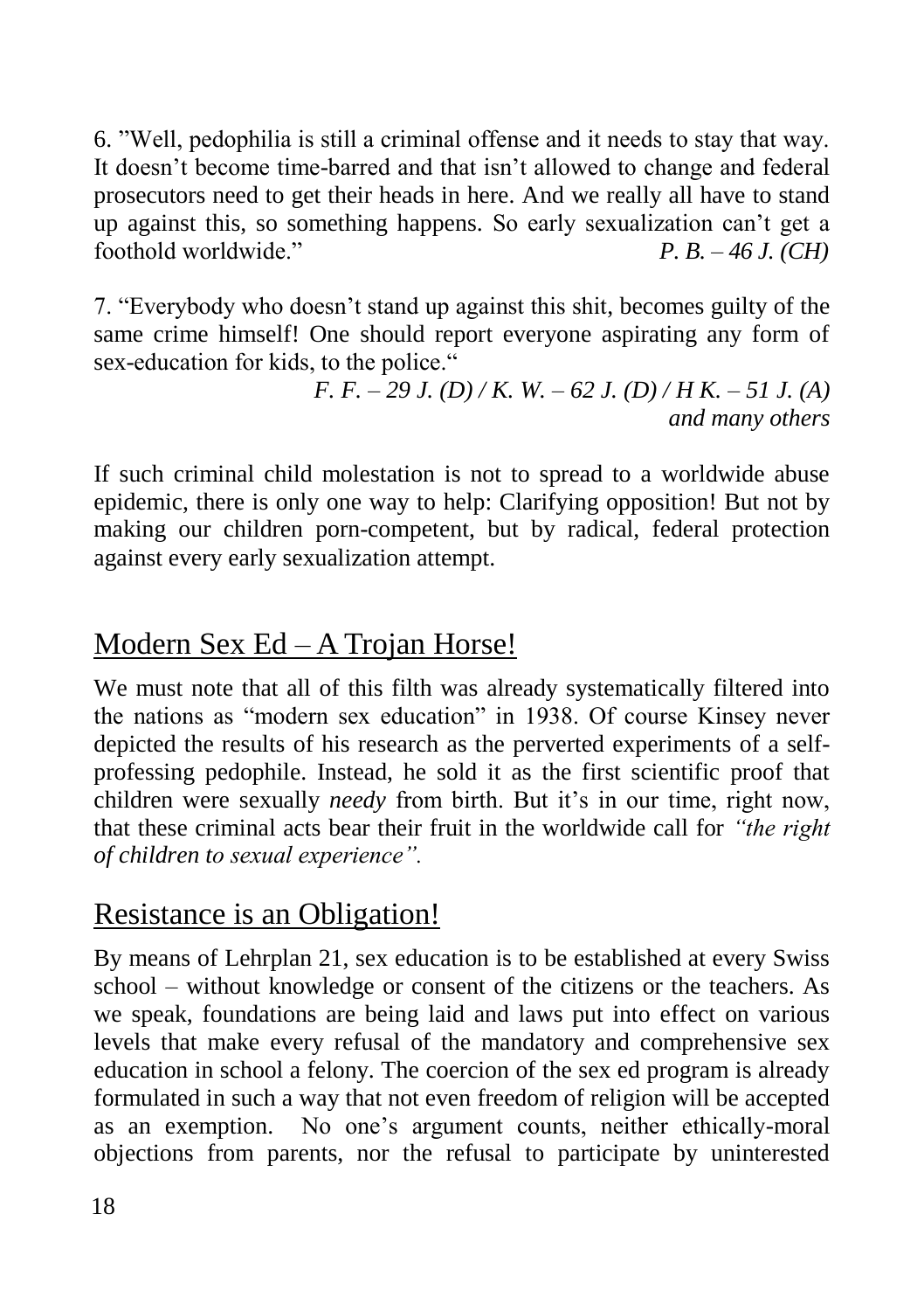6. "Well, pedophilia is still a criminal offense and it needs to stay that way. It doesn't become time-barred and that isn't allowed to change and federal prosecutors need to get their heads in here. And we really all have to stand up against this, so something happens. So early sexualization can't get a foothold worldwide." *P. B. – 46 J. (CH)*

7. "Everybody who doesn't stand up against this shit, becomes guilty of the same crime himself! One should report everyone aspirating any form of sex-education for kids, to the police."

*F. F. – 29 J. (D) / K. W. – 62 J. (D) / H K. – 51 J. (A) and many others*

If such criminal child molestation is not to spread to a worldwide abuse epidemic, there is only one way to help: Clarifying opposition! But not by making our children porn-competent, but by radical, federal protection against every early sexualization attempt.

## Modern Sex Ed – A Trojan Horse!

We must note that all of this filth was already systematically filtered into the nations as "modern sex education" in 1938. Of course Kinsey never depicted the results of his research as the perverted experiments of a self-professing pedophile. Instead, he sold it as the first scientific proof that children were sexually *needy* from birth. But it's in our time, right now, that these criminal acts bear their fruit in the worldwide call for *"the right of children to sexual experience".*

## Resistance is an Obligation!

By means of Lehrplan 21, sex education is to be established at every Swiss school – without knowledge or consent of the citizens or the teachers. As we speak, foundations are being laid and laws put into effect on various levels that make every refusal of the mandatory and comprehensive sex education in school a felony. The coercion of the sex ed program is already formulated in such a way that not even freedom of religion will be accepted as an exemption. No one's argument counts, neither ethically-moral objections from parents, nor the refusal to participate by uninterested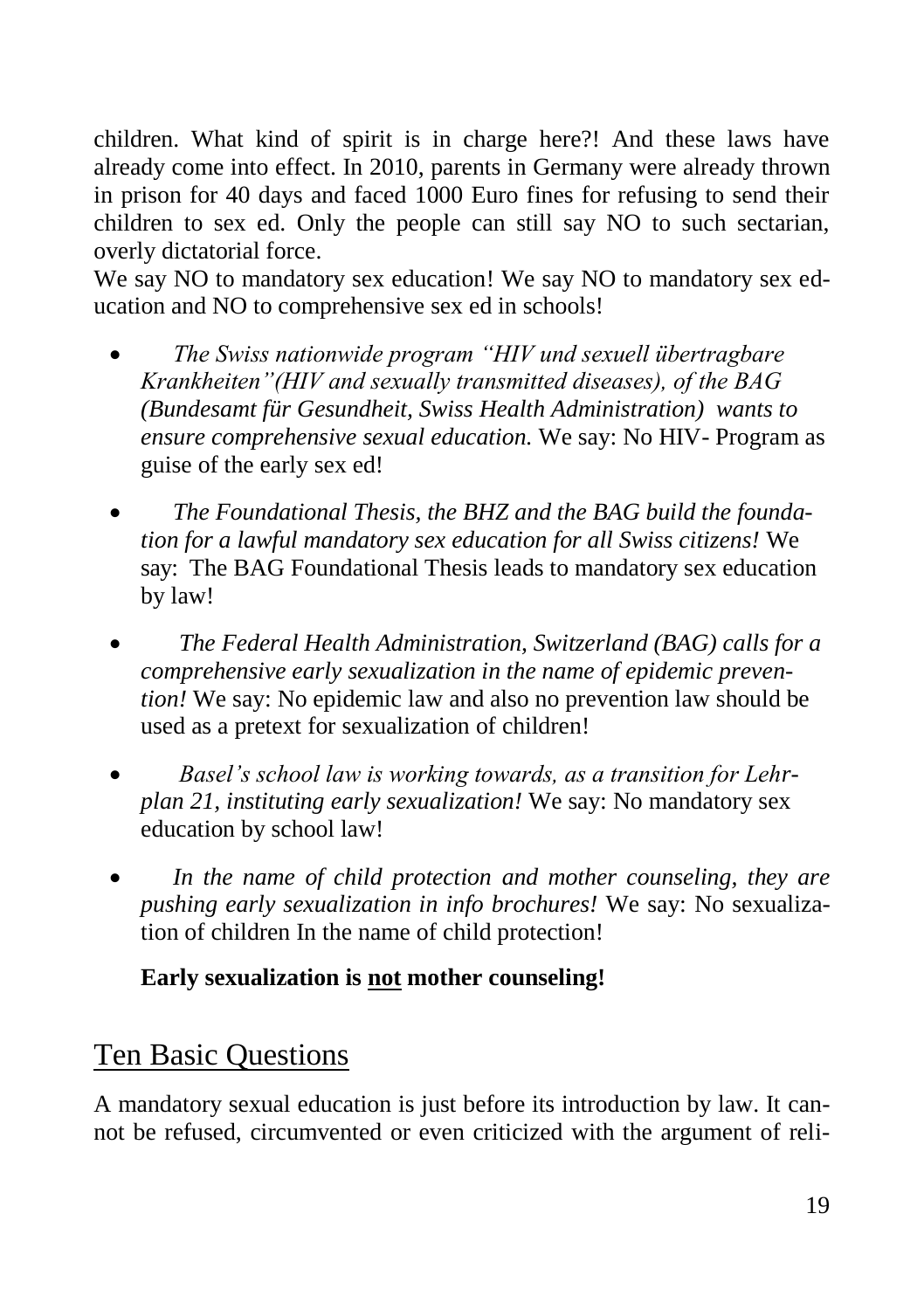children. What kind of spirit is in charge here?! And these laws have already come into effect. In 2010, parents in Germany were already thrown in prison for 40 days and faced 1000 Euro fines for refusing to send their children to sex ed. Only the people can still say NO to such sectarian, overly dictatorial force.

We say NO to mandatory sex education! We say NO to mandatory sex education and NO to comprehensive sex ed in schools!

- *The Swiss nationwide program "HIV und sexuell übertragbare Krankheiten"(HIV and sexually transmitted diseases), of the BAG (Bundesamt für Gesundheit, Swiss Health Administration) wants to ensure comprehensive sexual education.* We say: No HIV- Program as guise of the early sex ed!

- *The Foundational Thesis, the BHZ and the BAG build the foundation for a lawful mandatory sex education for all Swiss citizens!* We say: The BAG Foundational Thesis leads to mandatory sex education by law!

- *The Federal Health Administration, Switzerland (BAG) calls for a comprehensive early sexualization in the name of epidemic prevention!* We say: No epidemic law and also no prevention law should be used as a pretext for sexualization of children!

- *Basel's school law is working towards, as a transition for Lehrplan 21, instituting early sexualization!* We say: No mandatory sex education by school law!

- *In the name of child protection and mother counseling, they are pushing early sexualization in info brochures!* We say: No sexualization of children In the name of child protection!

**Early sexualization is <u>not</u> mother counseling!**

## Ten Basic Questions

A mandatory sexual education is just before its introduction by law. It cannot be refused, circumvented or even criticized with the argument of reli-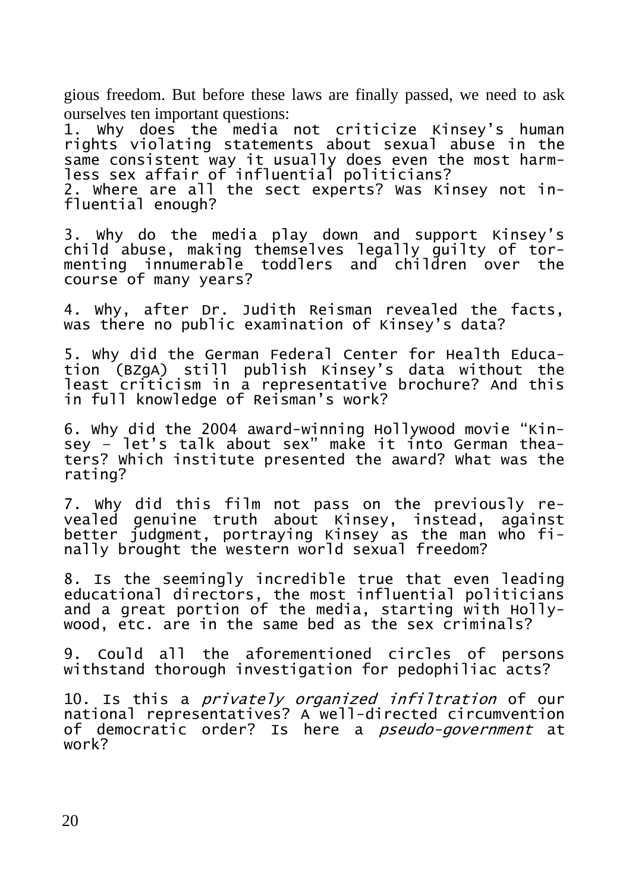gious freedom. But before these laws are finally passed, we need to ask ourselves ten important questions:

1. Why does the media not criticize Kinsey's human rights violating statements about sexual abuse in the same consistent way it usually does even the most harmless sex affair of influential politicians?
2. Where are all the sect experts? Was Kinsey not influential enough?

3. Why do the media play down and support Kinsey's child abuse, making themselves legally guilty of tormenting innumerable toddlers and children over the course of many years?

4. Why, after Dr. Judith Reisman revealed the facts, was there no public examination of Kinsey's data?

5. Why did the German Federal Center for Health Education (BZgA) still publish Kinsey's data without the least criticism in a representative brochure? And this in full knowledge of Reisman's work?

6. Why did the 2004 award-winning Hollywood movie "Kinsey – let's talk about sex" make it into German theaters? Which institute presented the award? What was the rating?

7. Why did this film not pass on the previously revealed genuine truth about Kinsey, instead, against better judgment, portraying Kinsey as the man who finally brought the western world sexual freedom?

8. Is the seemingly incredible true that even leading educational directors, the most influential politicians and a great portion of the media, starting with Hollywood, etc. are in the same bed as the sex criminals?

9. Could all the aforementioned circles of persons withstand thorough investigation for pedophiliac acts?

10. Is this a *privately organized infiltration* of our national representatives? A well-directed circumvention of democratic order? Is here a *pseudo-government* at work?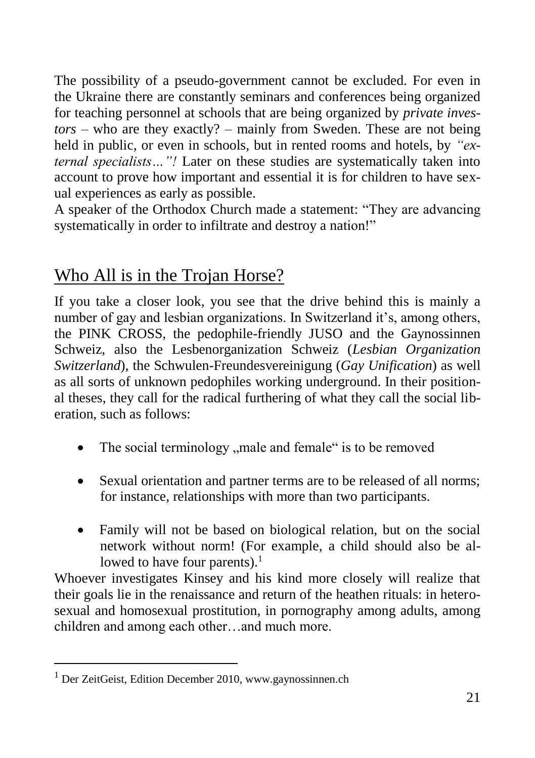The possibility of a pseudo-government cannot be excluded. For even in the Ukraine there are constantly seminars and conferences being organized for teaching personnel at schools that are being organized by *private investors* – who are they exactly? – mainly from Sweden. These are not being held in public, or even in schools, but in rented rooms and hotels, by *"external specialists…"!* Later on these studies are systematically taken into account to prove how important and essential it is for children to have sexual experiences as early as possible.
A speaker of the Orthodox Church made a statement: "They are advancing systematically in order to infiltrate and destroy a nation!"

## Who All is in the Trojan Horse?

If you take a closer look, you see that the drive behind this is mainly a number of gay and lesbian organizations. In Switzerland it's, among others, the PINK CROSS, the pedophile-friendly JUSO and the Gaynossinnen Schweiz, also the Lesbenorganization Schweiz (*Lesbian Organization Switzerland*), the Schwulen-Freundesvereinigung (*Gay Unification*) as well as all sorts of unknown pedophiles working underground. In their positional theses, they call for the radical furthering of what they call the social liberation, such as follows:

- The social terminology „male and female" is to be removed
- Sexual orientation and partner terms are to be released of all norms; for instance, relationships with more than two participants.
- Family will not be based on biological relation, but on the social network without norm! (For example, a child should also be allowed to have four parents).[1]

Whoever investigates Kinsey and his kind more closely will realize that their goals lie in the renaissance and return of the heathen rituals: in heterosexual and homosexual prostitution, in pornography among adults, among children and among each other…and much more.

[1] Der ZeitGeist, Edition December 2010, www.gaynossinnen.ch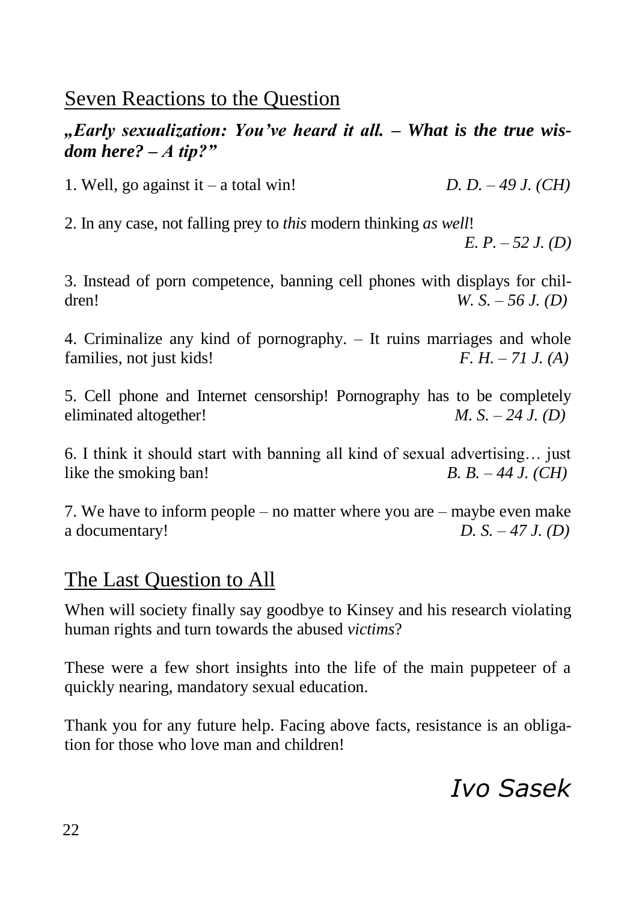## Seven Reactions to the Question

***„Early sexualization: You've heard it all. – What is the true wisdom here? – A tip?"***

1. Well, go against it – a total win! *D. D. – 49 J. (CH)*

2. In any case, not falling prey to *this* modern thinking *as well*! *E. P. – 52 J. (D)*

3. Instead of porn competence, banning cell phones with displays for children! *W. S. – 56 J. (D)*

4. Criminalize any kind of pornography. – It ruins marriages and whole families, not just kids! *F. H. – 71 J. (A)*

5. Cell phone and Internet censorship! Pornography has to be completely eliminated altogether! *M. S. – 24 J. (D)*

6. I think it should start with banning all kind of sexual advertising… just like the smoking ban! *B. B. – 44 J. (CH)*

7. We have to inform people – no matter where you are – maybe even make a documentary! *D. S. – 47 J. (D)*

## The Last Question to All

When will society finally say goodbye to Kinsey and his research violating human rights and turn towards the abused *victims*?

These were a few short insights into the life of the main puppeteer of a quickly nearing, mandatory sexual education.

Thank you for any future help. Facing above facts, resistance is an obligation for those who love man and children!

*Ivo Sasek*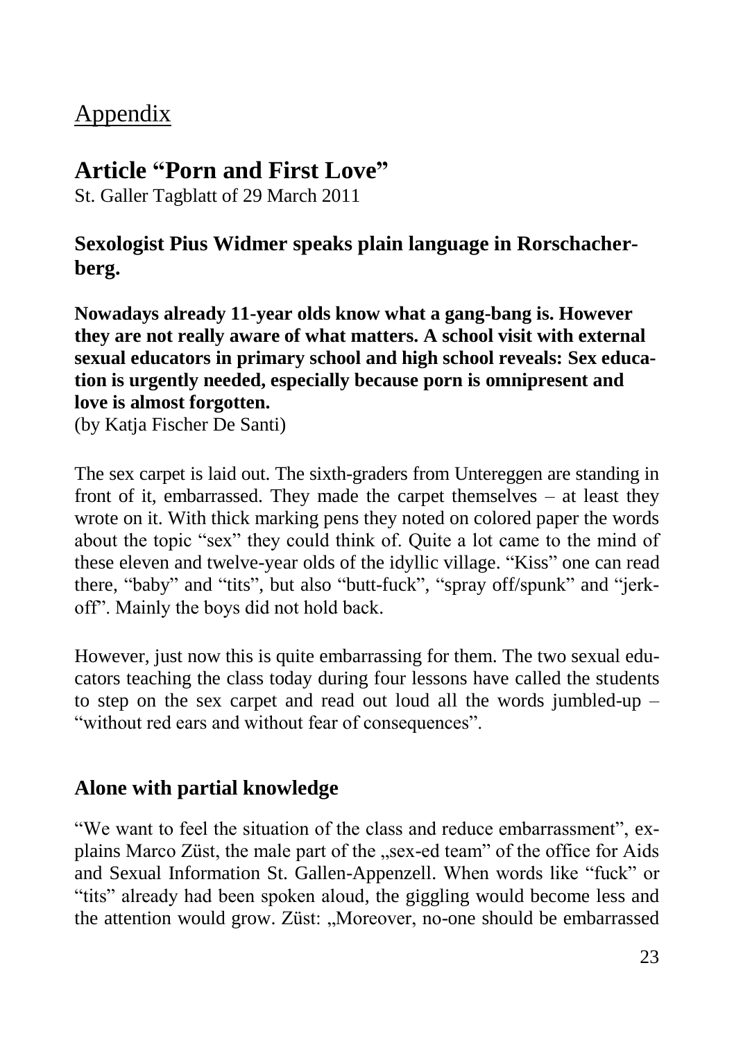# Appendix

## Article "Porn and First Love"

St. Galler Tagblatt of 29 March 2011

### Sexologist Pius Widmer speaks plain language in Rorschacherberg.

**Nowadays already 11-year olds know what a gang-bang is. However they are not really aware of what matters. A school visit with external sexual educators in primary school and high school reveals: Sex education is urgently needed, especially because porn is omnipresent and love is almost forgotten.**

(by Katja Fischer De Santi)

The sex carpet is laid out. The sixth-graders from Untereggen are standing in front of it, embarrassed. They made the carpet themselves – at least they wrote on it. With thick marking pens they noted on colored paper the words about the topic "sex" they could think of. Quite a lot came to the mind of these eleven and twelve-year olds of the idyllic village. "Kiss" one can read there, "baby" and "tits", but also "butt-fuck", "spray off/spunk" and "jerk-off". Mainly the boys did not hold back.

However, just now this is quite embarrassing for them. The two sexual educators teaching the class today during four lessons have called the students to step on the sex carpet and read out loud all the words jumbled-up – "without red ears and without fear of consequences".

### Alone with partial knowledge

"We want to feel the situation of the class and reduce embarrassment", explains Marco Züst, the male part of the „sex-ed team" of the office for Aids and Sexual Information St. Gallen-Appenzell. When words like "fuck" or "tits" already had been spoken aloud, the giggling would become less and the attention would grow. Züst: „Moreover, no-one should be embarrassed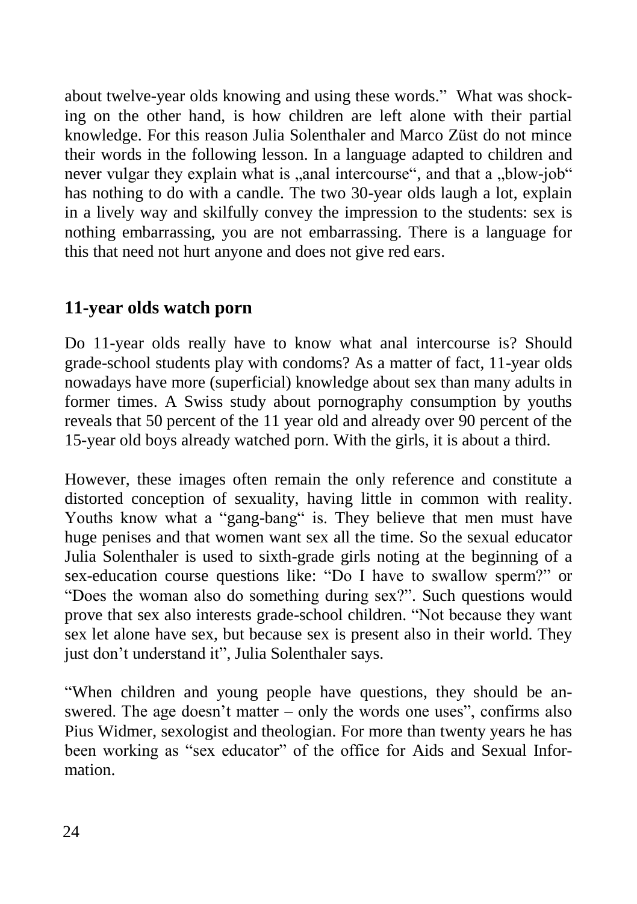about twelve-year olds knowing and using these words." What was shocking on the other hand, is how children are left alone with their partial knowledge. For this reason Julia Solenthaler and Marco Züst do not mince their words in the following lesson. In a language adapted to children and never vulgar they explain what is „anal intercourse“, and that a „blow-job“ has nothing to do with a candle. The two 30-year olds laugh a lot, explain in a lively way and skilfully convey the impression to the students: sex is nothing embarrassing, you are not embarrassing. There is a language for this that need not hurt anyone and does not give red ears.

## 11-year olds watch porn

Do 11-year olds really have to know what anal intercourse is? Should grade-school students play with condoms? As a matter of fact, 11-year olds nowadays have more (superficial) knowledge about sex than many adults in former times. A Swiss study about pornography consumption by youths reveals that 50 percent of the 11 year old and already over 90 percent of the 15-year old boys already watched porn. With the girls, it is about a third.

However, these images often remain the only reference and constitute a distorted conception of sexuality, having little in common with reality. Youths know what a "gang-bang" is. They believe that men must have huge penises and that women want sex all the time. So the sexual educator Julia Solenthaler is used to sixth-grade girls noting at the beginning of a sex-education course questions like: "Do I have to swallow sperm?" or "Does the woman also do something during sex?". Such questions would prove that sex also interests grade-school children. "Not because they want sex let alone have sex, but because sex is present also in their world. They just don't understand it", Julia Solenthaler says.

"When children and young people have questions, they should be answered. The age doesn't matter – only the words one uses", confirms also Pius Widmer, sexologist and theologian. For more than twenty years he has been working as "sex educator" of the office for Aids and Sexual Information.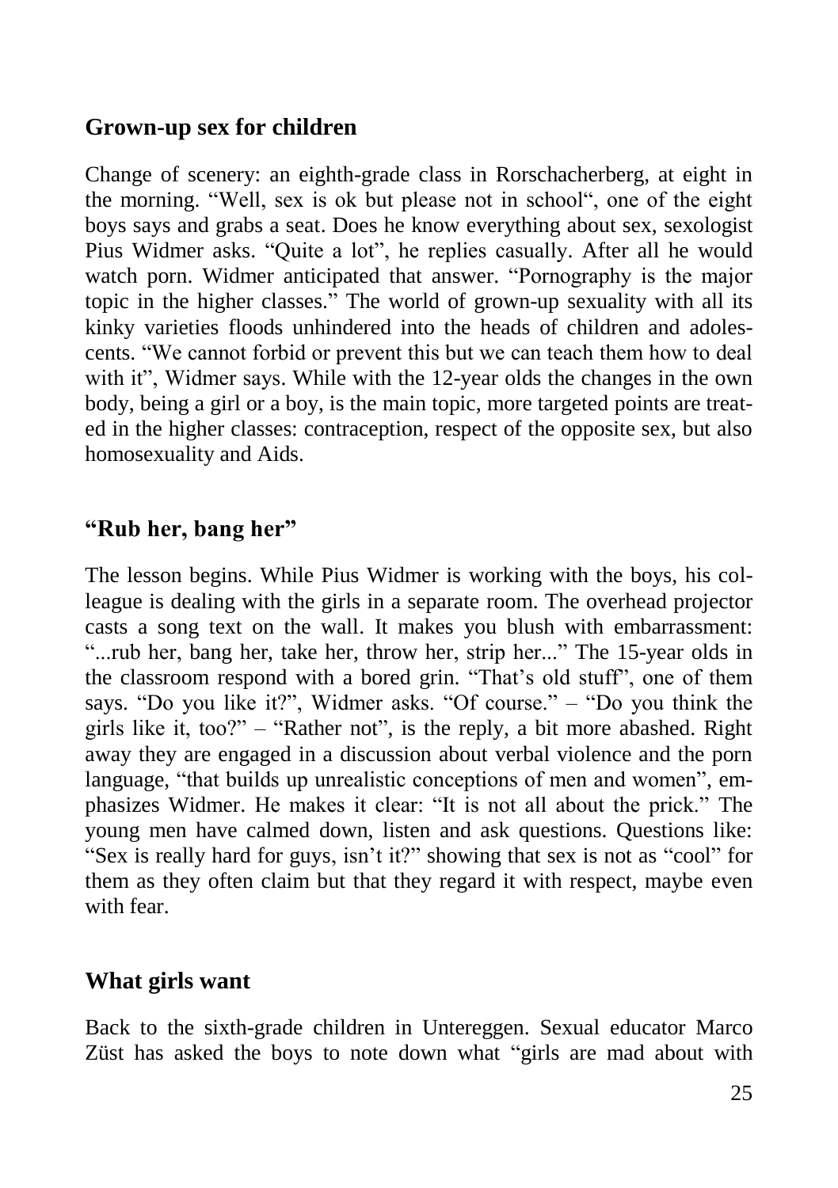## Grown-up sex for children

Change of scenery: an eighth-grade class in Rorschacherberg, at eight in the morning. "Well, sex is ok but please not in school", one of the eight boys says and grabs a seat. Does he know everything about sex, sexologist Pius Widmer asks. "Quite a lot", he replies casually. After all he would watch porn. Widmer anticipated that answer. "Pornography is the major topic in the higher classes." The world of grown-up sexuality with all its kinky varieties floods unhindered into the heads of children and adolescents. "We cannot forbid or prevent this but we can teach them how to deal with it", Widmer says. While with the 12-year olds the changes in the own body, being a girl or a boy, is the main topic, more targeted points are treated in the higher classes: contraception, respect of the opposite sex, but also homosexuality and Aids.

## "Rub her, bang her"

The lesson begins. While Pius Widmer is working with the boys, his colleague is dealing with the girls in a separate room. The overhead projector casts a song text on the wall. It makes you blush with embarrassment: "...rub her, bang her, take her, throw her, strip her..." The 15-year olds in the classroom respond with a bored grin. "That's old stuff", one of them says. "Do you like it?", Widmer asks. "Of course." – "Do you think the girls like it, too?" – "Rather not", is the reply, a bit more abashed. Right away they are engaged in a discussion about verbal violence and the porn language, "that builds up unrealistic conceptions of men and women", emphasizes Widmer. He makes it clear: "It is not all about the prick." The young men have calmed down, listen and ask questions. Questions like: "Sex is really hard for guys, isn't it?" showing that sex is not as "cool" for them as they often claim but that they regard it with respect, maybe even with fear.

## What girls want

Back to the sixth-grade children in Untereggen. Sexual educator Marco Züst has asked the boys to note down what "girls are mad about with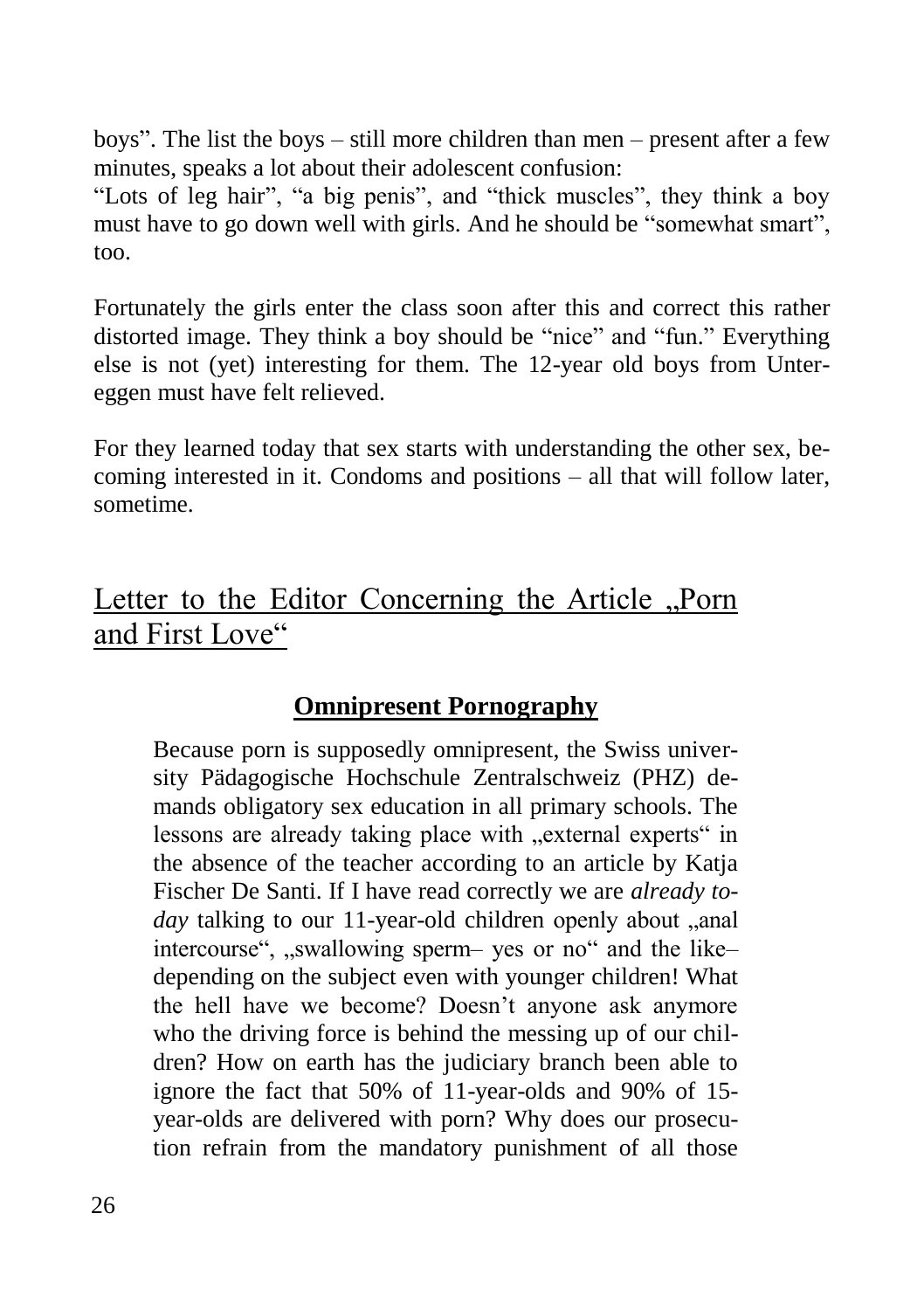boys". The list the boys – still more children than men – present after a few minutes, speaks a lot about their adolescent confusion:
"Lots of leg hair", "a big penis", and "thick muscles", they think a boy must have to go down well with girls. And he should be "somewhat smart", too.

Fortunately the girls enter the class soon after this and correct this rather distorted image. They think a boy should be "nice" and "fun." Everything else is not (yet) interesting for them. The 12-year old boys from Untereggen must have felt relieved.

For they learned today that sex starts with understanding the other sex, becoming interested in it. Condoms and positions – all that will follow later, sometime.

## Letter to the Editor Concerning the Article „Porn and First Love"

### Omnipresent Pornography

> Because porn is supposedly omnipresent, the Swiss university Pädagogische Hochschule Zentralschweiz (PHZ) demands obligatory sex education in all primary schools. The lessons are already taking place with „external experts" in the absence of the teacher according to an article by Katja Fischer De Santi. If I have read correctly we are *already today* talking to our 11-year-old children openly about „anal intercourse", „swallowing sperm– yes or no" and the like– depending on the subject even with younger children! What the hell have we become? Doesn't anyone ask anymore who the driving force is behind the messing up of our children? How on earth has the judiciary branch been able to ignore the fact that 50% of 11-year-olds and 90% of 15-year-olds are delivered with porn? Why does our prosecution refrain from the mandatory punishment of all those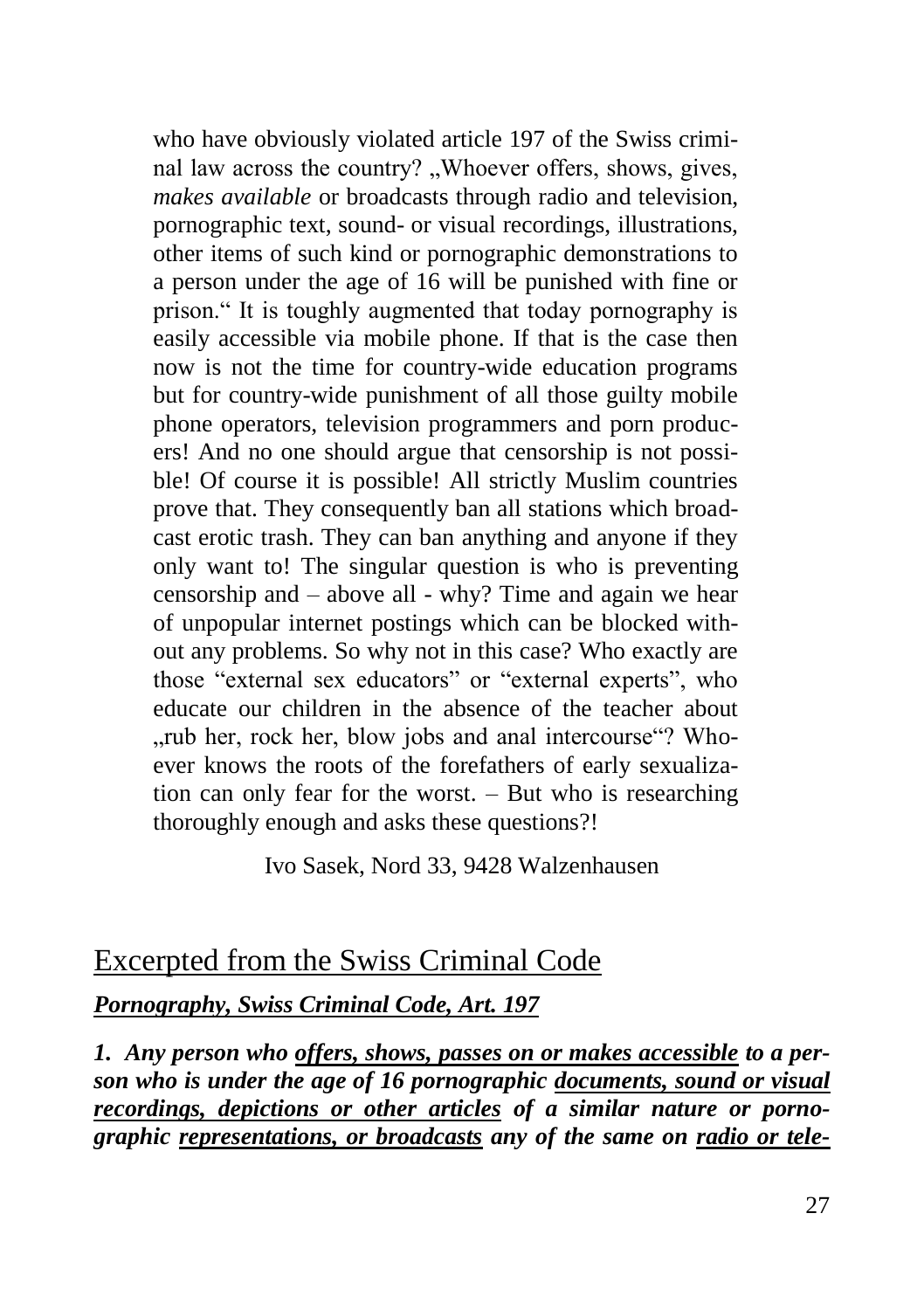who have obviously violated article 197 of the Swiss criminal law across the country? „Whoever offers, shows, gives, *makes available* or broadcasts through radio and television, pornographic text, sound- or visual recordings, illustrations, other items of such kind or pornographic demonstrations to a person under the age of 16 will be punished with fine or prison.“ It is toughly augmented that today pornography is easily accessible via mobile phone. If that is the case then now is not the time for country-wide education programs but for country-wide punishment of all those guilty mobile phone operators, television programmers and porn producers! And no one should argue that censorship is not possible! Of course it is possible! All strictly Muslim countries prove that. They consequently ban all stations which broadcast erotic trash. They can ban anything and anyone if they only want to! The singular question is who is preventing censorship and – above all - why? Time and again we hear of unpopular internet postings which can be blocked without any problems. So why not in this case? Who exactly are those "external sex educators" or "external experts", who educate our children in the absence of the teacher about „rub her, rock her, blow jobs and anal intercourse"? Whoever knows the roots of the forefathers of early sexualization can only fear for the worst. – But who is researching thoroughly enough and asks these questions?!

Ivo Sasek, Nord 33, 9428 Walzenhausen

## Excerpted from the Swiss Criminal Code

***Pornography, Swiss Criminal Code, Art. 197***

***1. Any person who offers, shows, passes on or makes accessible to a person who is under the age of 16 pornographic documents, sound or visual recordings, depictions or other articles of a similar nature or pornographic representations, or broadcasts any of the same on radio or tele-***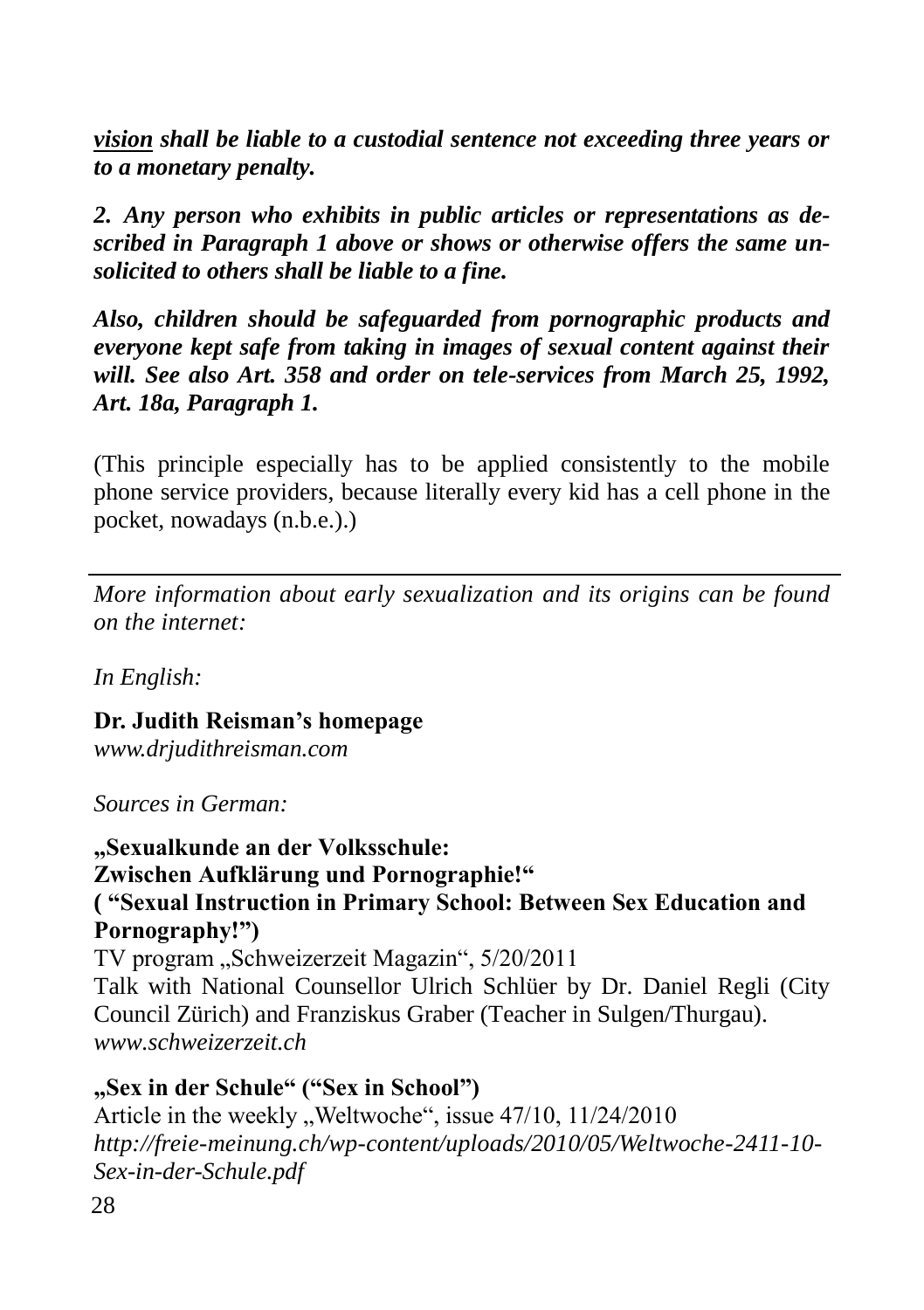***vision* shall be liable to a custodial sentence not exceeding three years or to a monetary penalty.**

***2. Any person who exhibits in public articles or representations as described in Paragraph 1 above or shows or otherwise offers the same unsolicited to others shall be liable to a fine.***

***Also, children should be safeguarded from pornographic products and everyone kept safe from taking in images of sexual content against their will. See also Art. 358 and order on tele-services from March 25, 1992, Art. 18a, Paragraph 1.***

(This principle especially has to be applied consistently to the mobile phone service providers, because literally every kid has a cell phone in the pocket, nowadays (n.b.e.).)

---

*More information about early sexualization and its origins can be found on the internet:*

*In English:*

**Dr. Judith Reisman's homepage**
*www.drjudithreisman.com*

*Sources in German:*

**„Sexualkunde an der Volksschule:
Zwischen Aufklärung und Pornographie!"
( "Sexual Instruction in Primary School: Between Sex Education and Pornography!")**
TV program „Schweizerzeit Magazin", 5/20/2011
Talk with National Counsellor Ulrich Schlüer by Dr. Daniel Regli (City Council Zürich) and Franziskus Graber (Teacher in Sulgen/Thurgau).
*www.schweizerzeit.ch*

**„Sex in der Schule" ("Sex in School")**
Article in the weekly „Weltwoche", issue 47/10, 11/24/2010
*http://freie-meinung.ch/wp-content/uploads/2010/05/Weltwoche-2411-10-Sex-in-der-Schule.pdf*